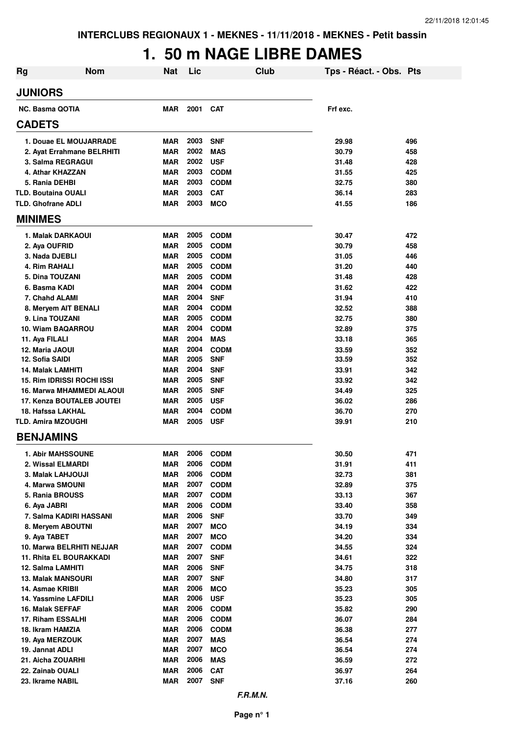INTERCLUBS REGIONAUX 1 - MEKNES - 11/11/2018 - MEKNES - Petit bassin

# 1. 50 m NAGE LIBRE DAMES

| Rg | Nom | Nat | Lic | Club | Tps - Réact. - Obs. | Pts |
|---|---|---|---|---|---|---|
| **JUNIORS** | | | | | | |
| NC. Basma QOTIA | | MAR | 2001 | CAT | Frf exc. | |
| **CADETS** | | | | | | |
| 1. Douae EL MOUJARRADE | | MAR | 2003 | SNF | 29.98 | 496 |
| 2. Ayat Errahmane BELRHITI | | MAR | 2002 | MAS | 30.79 | 458 |
| 3. Salma REGRAGUI | | MAR | 2002 | USF | 31.48 | 428 |
| 4. Athar KHAZZAN | | MAR | 2003 | CODM | 31.55 | 425 |
| 5. Rania DEHBI | | MAR | 2003 | CODM | 32.75 | 380 |
| TLD. Boutaina OUALI | | MAR | 2003 | CAT | 36.14 | 283 |
| TLD. Ghofrane ADLI | | MAR | 2003 | MCO | 41.55 | 186 |
| **MINIMES** | | | | | | |
| 1. Malak DARKAOUI | | MAR | 2005 | CODM | 30.47 | 472 |
| 2. Aya OUFRID | | MAR | 2005 | CODM | 30.79 | 458 |
| 3. Nada DJEBLI | | MAR | 2005 | CODM | 31.05 | 446 |
| 4. Rim RAHALI | | MAR | 2005 | CODM | 31.20 | 440 |
| 5. Dina TOUZANI | | MAR | 2005 | CODM | 31.48 | 428 |
| 6. Basma KADI | | MAR | 2004 | CODM | 31.62 | 422 |
| 7. Chahd ALAMI | | MAR | 2004 | SNF | 31.94 | 410 |
| 8. Meryem AIT BENALI | | MAR | 2004 | CODM | 32.52 | 388 |
| 9. Lina TOUZANI | | MAR | 2005 | CODM | 32.75 | 380 |
| 10. Wiam BAQARROU | | MAR | 2004 | CODM | 32.89 | 375 |
| 11. Aya FILALI | | MAR | 2004 | MAS | 33.18 | 365 |
| 12. Maria JAOUI | | MAR | 2004 | CODM | 33.59 | 352 |
| 12. Sofia SAIDI | | MAR | 2005 | SNF | 33.59 | 352 |
| 14. Malak LAMHITI | | MAR | 2004 | SNF | 33.91 | 342 |
| 15. Rim IDRISSI ROCHI ISSI | | MAR | 2005 | SNF | 33.92 | 342 |
| 16. Marwa MHAMMEDI ALAOUI | | MAR | 2005 | SNF | 34.49 | 325 |
| 17. Kenza BOUTALEB JOUTEI | | MAR | 2005 | USF | 36.02 | 286 |
| 18. Hafssa LAKHAL | | MAR | 2004 | CODM | 36.70 | 270 |
| TLD. Amira MZOUGHI | | MAR | 2005 | USF | 39.91 | 210 |
| **BENJAMINS** | | | | | | |
| 1. Abir MAHSSOUNE | | MAR | 2006 | CODM | 30.50 | 471 |
| 2. Wissal ELMARDI | | MAR | 2006 | CODM | 31.91 | 411 |
| 3. Malak LAHJOUJI | | MAR | 2006 | CODM | 32.73 | 381 |
| 4. Marwa SMOUNI | | MAR | 2007 | CODM | 32.89 | 375 |
| 5. Rania BROUSS | | MAR | 2007 | CODM | 33.13 | 367 |
| 6. Aya JABRI | | MAR | 2006 | CODM | 33.40 | 358 |
| 7. Salma KADIRI HASSANI | | MAR | 2006 | SNF | 33.70 | 349 |
| 8. Meryem ABOUTNI | | MAR | 2007 | MCO | 34.19 | 334 |
| 9. Aya TABET | | MAR | 2007 | MCO | 34.20 | 334 |
| 10. Marwa BELRHITI NEJJAR | | MAR | 2007 | CODM | 34.55 | 324 |
| 11. Rhita EL BOURAKKADI | | MAR | 2007 | SNF | 34.61 | 322 |
| 12. Salma LAMHITI | | MAR | 2006 | SNF | 34.75 | 318 |
| 13. Malak MANSOURI | | MAR | 2007 | SNF | 34.80 | 317 |
| 14. Asmae KRIBII | | MAR | 2006 | MCO | 35.23 | 305 |
| 14. Yassmine LAFDILI | | MAR | 2006 | USF | 35.23 | 305 |
| 16. Malak SEFFAF | | MAR | 2006 | CODM | 35.82 | 290 |
| 17. Riham ESSALHI | | MAR | 2006 | CODM | 36.07 | 284 |
| 18. Ikram HAMZIA | | MAR | 2006 | CODM | 36.38 | 277 |
| 19. Aya MERZOUK | | MAR | 2007 | MAS | 36.54 | 274 |
| 19. Jannat ADLI | | MAR | 2007 | MCO | 36.54 | 274 |
| 21. Aicha ZOUARHI | | MAR | 2006 | MAS | 36.59 | 272 |
| 22. Zainab OUALI | | MAR | 2006 | CAT | 36.97 | 264 |
| 23. Ikrame NABIL | | MAR | 2007 | SNF | 37.16 | 260 |

*F.R.M.N.*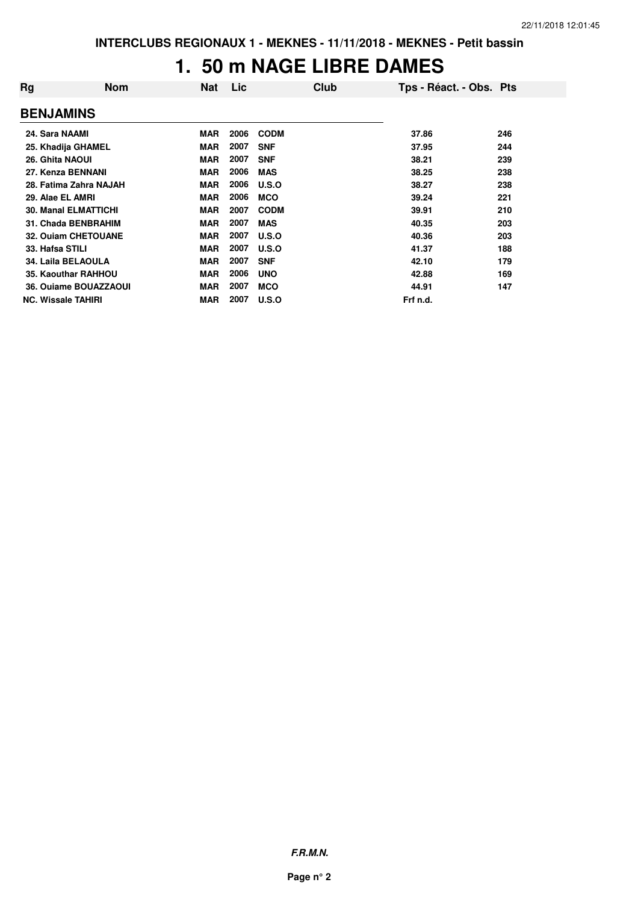# 1. 50 m NAGE LIBRE DAMES

| Rg | Nom | Nat | Lic | Club | Tps - Réact. - Obs. | Pts |
|---|---|---|---|---|---|---|
| **BENJAMINS** | | | | | | |
| 24. | Sara NAAMI | MAR | 2006 | CODM | 37.86 | 246 |
| 25. | Khadija GHAMEL | MAR | 2007 | SNF | 37.95 | 244 |
| 26. | Ghita NAOUI | MAR | 2007 | SNF | 38.21 | 239 |
| 27. | Kenza BENNANI | MAR | 2006 | MAS | 38.25 | 238 |
| 28. | Fatima Zahra NAJAH | MAR | 2006 | U.S.O | 38.27 | 238 |
| 29. | Alae EL AMRI | MAR | 2006 | MCO | 39.24 | 221 |
| 30. | Manal ELMATTICHI | MAR | 2007 | CODM | 39.91 | 210 |
| 31. | Chada BENBRAHIM | MAR | 2007 | MAS | 40.35 | 203 |
| 32. | Ouiam CHETOUANE | MAR | 2007 | U.S.O | 40.36 | 203 |
| 33. | Hafsa STILI | MAR | 2007 | U.S.O | 41.37 | 188 |
| 34. | Laila BELAOULA | MAR | 2007 | SNF | 42.10 | 179 |
| 35. | Kaouthar RAHHOU | MAR | 2006 | UNO | 42.88 | 169 |
| 36. | Ouiame BOUAZZAOUI | MAR | 2007 | MCO | 44.91 | 147 |
| NC. | Wissale TAHIRI | MAR | 2007 | U.S.O | Frf n.d. | |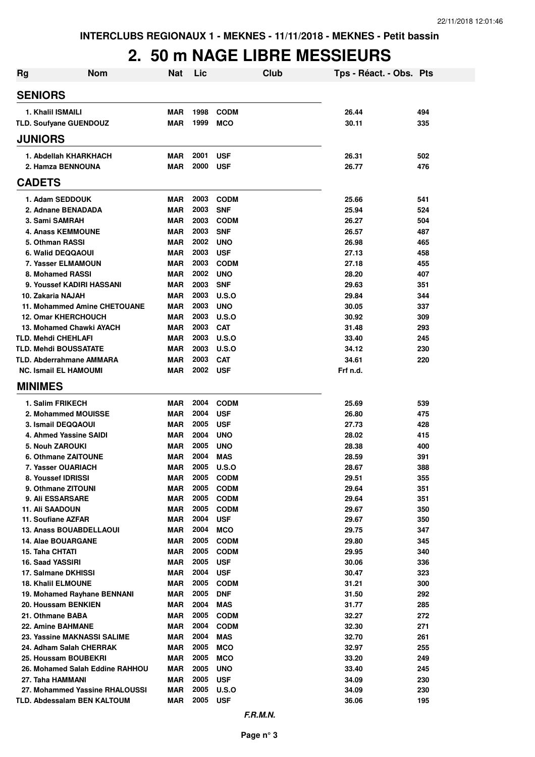INTERCLUBS REGIONAUX 1 - MEKNES - 11/11/2018 - MEKNES - Petit bassin

# 2. 50 m NAGE LIBRE MESSIEURS

| Rg | Nom | Nat | Lic | Club | Tps - Réact. - Obs. | Pts |
|---|---|---|---|---|---|---|
| **SENIORS** | | | | | | |
| 1. Khalil ISMAILI | | MAR | 1998 | CODM | 26.44 | 494 |
| TLD. Soufyane GUENDOUZ | | MAR | 1999 | MCO | 30.11 | 335 |
| **JUNIORS** | | | | | | |
| 1. Abdellah KHARKHACH | | MAR | 2001 | USF | 26.31 | 502 |
| 2. Hamza BENNOUNA | | MAR | 2000 | USF | 26.77 | 476 |
| **CADETS** | | | | | | |
| 1. Adam SEDDOUK | | MAR | 2003 | CODM | 25.66 | 541 |
| 2. Adnane BENADADA | | MAR | 2003 | SNF | 25.94 | 524 |
| 3. Sami SAMRAH | | MAR | 2003 | CODM | 26.27 | 504 |
| 4. Anass KEMMOUNE | | MAR | 2003 | SNF | 26.57 | 487 |
| 5. Othman RASSI | | MAR | 2002 | UNO | 26.98 | 465 |
| 6. Walid DEQQAOUI | | MAR | 2003 | USF | 27.13 | 458 |
| 7. Yasser ELMAMOUN | | MAR | 2003 | CODM | 27.18 | 455 |
| 8. Mohamed RASSI | | MAR | 2002 | UNO | 28.20 | 407 |
| 9. Youssef KADIRI HASSANI | | MAR | 2003 | SNF | 29.63 | 351 |
| 10. Zakaria NAJAH | | MAR | 2003 | U.S.O | 29.84 | 344 |
| 11. Mohammed Amine CHETOUANE | | MAR | 2003 | UNO | 30.05 | 337 |
| 12. Omar KHERCHOUCH | | MAR | 2003 | U.S.O | 30.92 | 309 |
| 13. Mohamed Chawki AYACH | | MAR | 2003 | CAT | 31.48 | 293 |
| TLD. Mehdi CHEHLAFI | | MAR | 2003 | U.S.O | 33.40 | 245 |
| TLD. Mehdi BOUSSATATE | | MAR | 2003 | U.S.O | 34.12 | 230 |
| TLD. Abderrahmane AMMARA | | MAR | 2003 | CAT | 34.61 | 220 |
| NC. Ismail EL HAMOUMI | | MAR | 2002 | USF | Frf n.d. | |
| **MINIMES** | | | | | | |
| 1. Salim FRIKECH | | MAR | 2004 | CODM | 25.69 | 539 |
| 2. Mohammed MOUISSE | | MAR | 2004 | USF | 26.80 | 475 |
| 3. Ismail DEQQAOUI | | MAR | 2005 | USF | 27.73 | 428 |
| 4. Ahmed Yassine SAIDI | | MAR | 2004 | UNO | 28.02 | 415 |
| 5. Nouh ZAROUKI | | MAR | 2005 | UNO | 28.38 | 400 |
| 6. Othmane ZAITOUNE | | MAR | 2004 | MAS | 28.59 | 391 |
| 7. Yasser OUARIACH | | MAR | 2005 | U.S.O | 28.67 | 388 |
| 8. Youssef IDRISSI | | MAR | 2005 | CODM | 29.51 | 355 |
| 9. Othmane ZITOUNI | | MAR | 2005 | CODM | 29.64 | 351 |
| 9. Ali ESSARSARE | | MAR | 2005 | CODM | 29.64 | 351 |
| 11. Ali SAADOUN | | MAR | 2005 | CODM | 29.67 | 350 |
| 11. Soufiane AZFAR | | MAR | 2004 | USF | 29.67 | 350 |
| 13. Anass BOUABDELLAOUI | | MAR | 2004 | MCO | 29.75 | 347 |
| 14. Alae BOUARGANE | | MAR | 2005 | CODM | 29.80 | 345 |
| 15. Taha CHTATI | | MAR | 2005 | CODM | 29.95 | 340 |
| 16. Saad YASSIRI | | MAR | 2005 | USF | 30.06 | 336 |
| 17. Salmane DKHISSI | | MAR | 2004 | USF | 30.47 | 323 |
| 18. Khalil ELMOUNE | | MAR | 2005 | CODM | 31.21 | 300 |
| 19. Mohamed Rayhane BENNANI | | MAR | 2005 | DNF | 31.50 | 292 |
| 20. Houssam BENKIEN | | MAR | 2004 | MAS | 31.77 | 285 |
| 21. Othmane BABA | | MAR | 2005 | CODM | 32.27 | 272 |
| 22. Amine BAHMANE | | MAR | 2004 | CODM | 32.30 | 271 |
| 23. Yassine MAKNASSI SALIME | | MAR | 2004 | MAS | 32.70 | 261 |
| 24. Adham Salah CHERRAK | | MAR | 2005 | MCO | 32.97 | 255 |
| 25. Houssam BOUBEKRI | | MAR | 2005 | MCO | 33.20 | 249 |
| 26. Mohamed Salah Eddine RAHHOU | | MAR | 2005 | UNO | 33.40 | 245 |
| 27. Taha HAMMANI | | MAR | 2005 | USF | 34.09 | 230 |
| 27. Mohammed Yassine RHALOUSSI | | MAR | 2005 | U.S.O | 34.09 | 230 |
| TLD. Abdessalam BEN KALTOUM | | MAR | 2005 | USF | 36.06 | 195 |

*F.R.M.N.*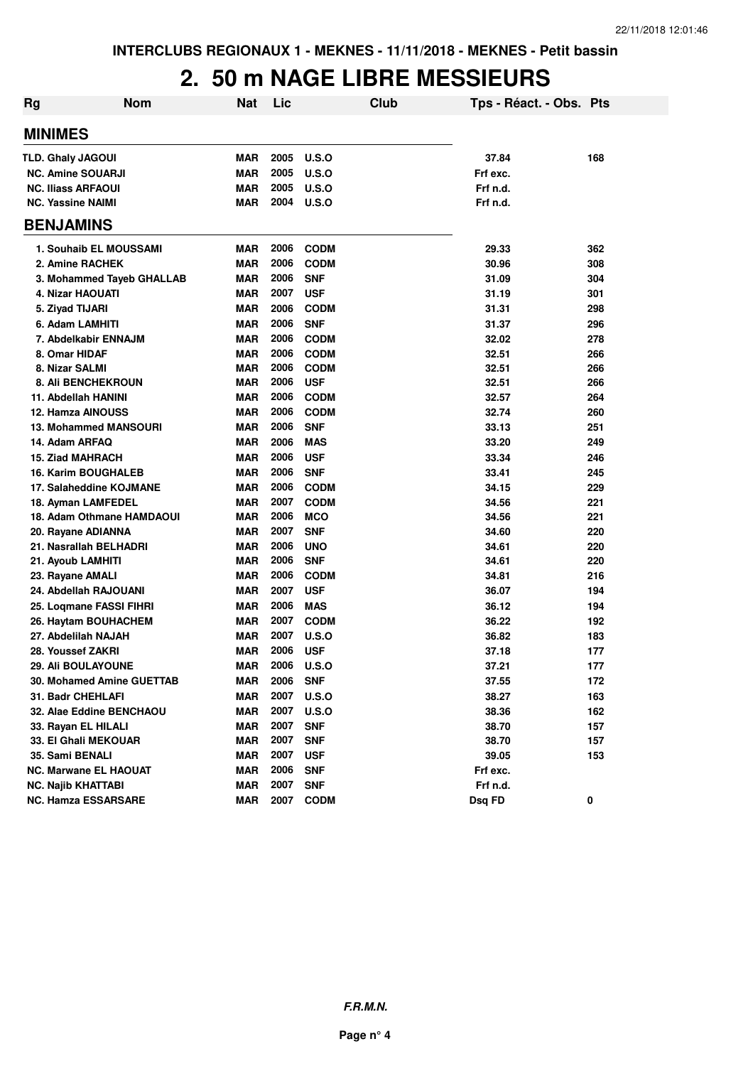INTERCLUBS REGIONAUX 1 - MEKNES - 11/11/2018 - MEKNES - Petit bassin

# 2. 50 m NAGE LIBRE MESSIEURS

| Rg | Nom | Nat | Lic | Club | Tps - Réact. - Obs. | Pts |
|---|---|---|---|---|---|---|
| **MINIMES** | | | | | | |
| TLD. | Ghaly JAGOUI | MAR | 2005 | U.S.O | 37.84 | 168 |
| NC. | Amine SOUARJI | MAR | 2005 | U.S.O | Frf exc. | |
| NC. | Iliass ARFAOUI | MAR | 2005 | U.S.O | Frf n.d. | |
| NC. | Yassine NAIMI | MAR | 2004 | U.S.O | Frf n.d. | |
| **BENJAMINS** | | | | | | |
| 1. | Souhaib EL MOUSSAMI | MAR | 2006 | CODM | 29.33 | 362 |
| 2. | Amine RACHEK | MAR | 2006 | CODM | 30.96 | 308 |
| 3. | Mohammed Tayeb GHALLAB | MAR | 2006 | SNF | 31.09 | 304 |
| 4. | Nizar HAOUATI | MAR | 2007 | USF | 31.19 | 301 |
| 5. | Ziyad TIJARI | MAR | 2006 | CODM | 31.31 | 298 |
| 6. | Adam LAMHITI | MAR | 2006 | SNF | 31.37 | 296 |
| 7. | Abdelkabir ENNAJM | MAR | 2006 | CODM | 32.02 | 278 |
| 8. | Omar HIDAF | MAR | 2006 | CODM | 32.51 | 266 |
| 8. | Nizar SALMI | MAR | 2006 | CODM | 32.51 | 266 |
| 8. | Ali BENCHEKROUN | MAR | 2006 | USF | 32.51 | 266 |
| 11. | Abdellah HANINI | MAR | 2006 | CODM | 32.57 | 264 |
| 12. | Hamza AINOUSS | MAR | 2006 | CODM | 32.74 | 260 |
| 13. | Mohammed MANSOURI | MAR | 2006 | SNF | 33.13 | 251 |
| 14. | Adam ARFAQ | MAR | 2006 | MAS | 33.20 | 249 |
| 15. | Ziad MAHRACH | MAR | 2006 | USF | 33.34 | 246 |
| 16. | Karim BOUGHALEB | MAR | 2006 | SNF | 33.41 | 245 |
| 17. | Salaheddine KOJMANE | MAR | 2006 | CODM | 34.15 | 229 |
| 18. | Ayman LAMFEDEL | MAR | 2007 | CODM | 34.56 | 221 |
| 18. | Adam Othmane HAMDAOUI | MAR | 2006 | MCO | 34.56 | 221 |
| 20. | Rayane ADIANNA | MAR | 2007 | SNF | 34.60 | 220 |
| 21. | Nasrallah BELHADRI | MAR | 2006 | UNO | 34.61 | 220 |
| 21. | Ayoub LAMHITI | MAR | 2006 | SNF | 34.61 | 220 |
| 23. | Rayane AMALI | MAR | 2006 | CODM | 34.81 | 216 |
| 24. | Abdellah RAJOUANI | MAR | 2007 | USF | 36.07 | 194 |
| 25. | Loqmane FASSI FIHRI | MAR | 2006 | MAS | 36.12 | 194 |
| 26. | Haytam BOUHACHEM | MAR | 2007 | CODM | 36.22 | 192 |
| 27. | Abdelilah NAJAH | MAR | 2007 | U.S.O | 36.82 | 183 |
| 28. | Youssef ZAKRI | MAR | 2006 | USF | 37.18 | 177 |
| 29. | Ali BOULAYOUNE | MAR | 2006 | U.S.O | 37.21 | 177 |
| 30. | Mohamed Amine GUETTAB | MAR | 2006 | SNF | 37.55 | 172 |
| 31. | Badr CHEHLAFI | MAR | 2007 | U.S.O | 38.27 | 163 |
| 32. | Alae Eddine BENCHAOU | MAR | 2007 | U.S.O | 38.36 | 162 |
| 33. | Rayan EL HILALI | MAR | 2007 | SNF | 38.70 | 157 |
| 33. | El Ghali MEKOUAR | MAR | 2007 | SNF | 38.70 | 157 |
| 35. | Sami BENALI | MAR | 2007 | USF | 39.05 | 153 |
| NC. | Marwane EL HAOUAT | MAR | 2006 | SNF | Frf exc. | |
| NC. | Najib KHATTABI | MAR | 2007 | SNF | Frf n.d. | |
| NC. | Hamza ESSARSARE | MAR | 2007 | CODM | Dsq FD | 0 |

*F.R.M.N.*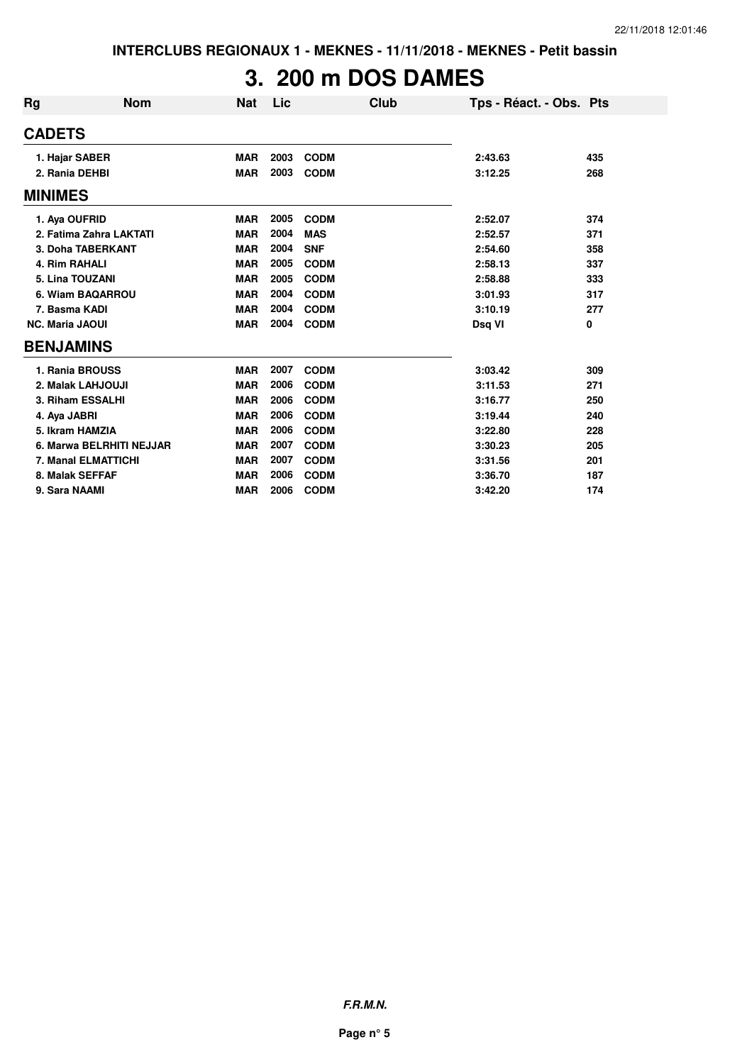# 3. 200 m DOS DAMES

| Rg | Nom | Nat | Lic | Club | Tps - Réact. - Obs. | Pts |
|---|---|---|---|---|---|---|
| **CADETS** | | | | | | |
| 1. Hajar SABER | | MAR | 2003 | CODM | 2:43.63 | 435 |
| 2. Rania DEHBI | | MAR | 2003 | CODM | 3:12.25 | 268 |
| **MINIMES** | | | | | | |
| 1. Aya OUFRID | | MAR | 2005 | CODM | 2:52.07 | 374 |
| 2. Fatima Zahra LAKTATI | | MAR | 2004 | MAS | 2:52.57 | 371 |
| 3. Doha TABERKANT | | MAR | 2004 | SNF | 2:54.60 | 358 |
| 4. Rim RAHALI | | MAR | 2005 | CODM | 2:58.13 | 337 |
| 5. Lina TOUZANI | | MAR | 2005 | CODM | 2:58.88 | 333 |
| 6. Wiam BAQARROU | | MAR | 2004 | CODM | 3:01.93 | 317 |
| 7. Basma KADI | | MAR | 2004 | CODM | 3:10.19 | 277 |
| NC. Maria JAOUI | | MAR | 2004 | CODM | Dsq VI | 0 |
| **BENJAMINS** | | | | | | |
| 1. Rania BROUSS | | MAR | 2007 | CODM | 3:03.42 | 309 |
| 2. Malak LAHJOUJI | | MAR | 2006 | CODM | 3:11.53 | 271 |
| 3. Riham ESSALHI | | MAR | 2006 | CODM | 3:16.77 | 250 |
| 4. Aya JABRI | | MAR | 2006 | CODM | 3:19.44 | 240 |
| 5. Ikram HAMZIA | | MAR | 2006 | CODM | 3:22.80 | 228 |
| 6. Marwa BELRHITI NEJJAR | | MAR | 2007 | CODM | 3:30.23 | 205 |
| 7. Manal ELMATTICHI | | MAR | 2007 | CODM | 3:31.56 | 201 |
| 8. Malak SEFFAF | | MAR | 2006 | CODM | 3:36.70 | 187 |
| 9. Sara NAAMI | | MAR | 2006 | CODM | 3:42.20 | 174 |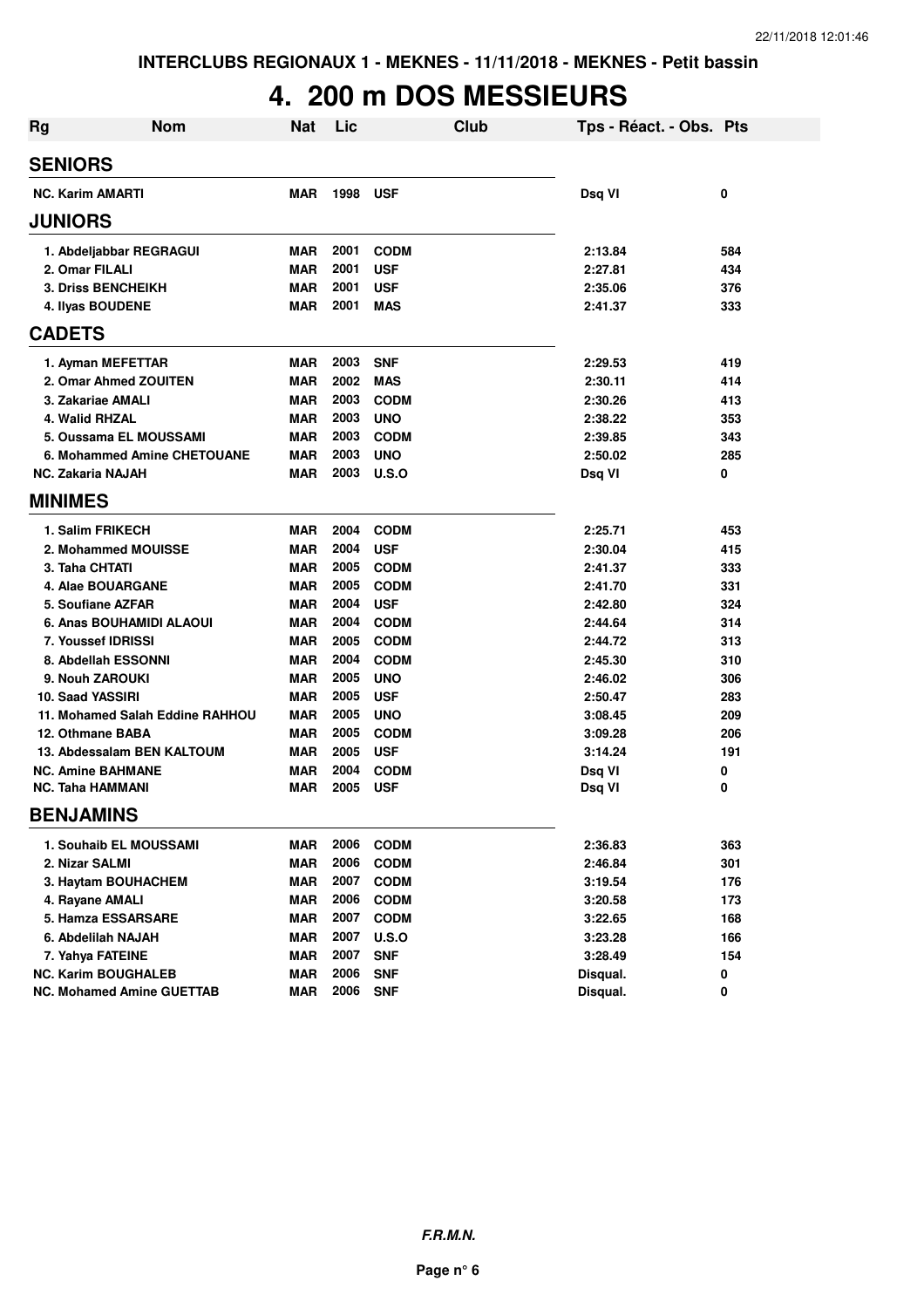INTERCLUBS REGIONAUX 1 - MEKNES - 11/11/2018 - MEKNES - Petit bassin

# 4. 200 m DOS MESSIEURS

| Rg | Nom | Nat | Lic | Club | Tps - Réact. - Obs. | Pts |
|---|---|---|---|---|---|---|
| **SENIORS** | | | | | | |
| NC. | Karim AMARTI | MAR | 1998 | USF | Dsq VI | 0 |
| **JUNIORS** | | | | | | |
| 1. | Abdeljabbar REGRAGUI | MAR | 2001 | CODM | 2:13.84 | 584 |
| 2. | Omar FILALI | MAR | 2001 | USF | 2:27.81 | 434 |
| 3. | Driss BENCHEIKH | MAR | 2001 | USF | 2:35.06 | 376 |
| 4. | Ilyas BOUDENE | MAR | 2001 | MAS | 2:41.37 | 333 |
| **CADETS** | | | | | | |
| 1. | Ayman MEFETTAR | MAR | 2003 | SNF | 2:29.53 | 419 |
| 2. | Omar Ahmed ZOUITEN | MAR | 2002 | MAS | 2:30.11 | 414 |
| 3. | Zakariae AMALI | MAR | 2003 | CODM | 2:30.26 | 413 |
| 4. | Walid RHZAL | MAR | 2003 | UNO | 2:38.22 | 353 |
| 5. | Oussama EL MOUSSAMI | MAR | 2003 | CODM | 2:39.85 | 343 |
| 6. | Mohammed Amine CHETOUANE | MAR | 2003 | UNO | 2:50.02 | 285 |
| NC. | Zakaria NAJAH | MAR | 2003 | U.S.O | Dsq VI | 0 |
| **MINIMES** | | | | | | |
| 1. | Salim FRIKECH | MAR | 2004 | CODM | 2:25.71 | 453 |
| 2. | Mohammed MOUISSE | MAR | 2004 | USF | 2:30.04 | 415 |
| 3. | Taha CHTATI | MAR | 2005 | CODM | 2:41.37 | 333 |
| 4. | Alae BOUARGANE | MAR | 2005 | CODM | 2:41.70 | 331 |
| 5. | Soufiane AZFAR | MAR | 2004 | USF | 2:42.80 | 324 |
| 6. | Anas BOUHAMIDI ALAOUI | MAR | 2004 | CODM | 2:44.64 | 314 |
| 7. | Youssef IDRISSI | MAR | 2005 | CODM | 2:44.72 | 313 |
| 8. | Abdellah ESSONNI | MAR | 2004 | CODM | 2:45.30 | 310 |
| 9. | Nouh ZAROUKI | MAR | 2005 | UNO | 2:46.02 | 306 |
| 10. | Saad YASSIRI | MAR | 2005 | USF | 2:50.47 | 283 |
| 11. | Mohamed Salah Eddine RAHHOU | MAR | 2005 | UNO | 3:08.45 | 209 |
| 12. | Othmane BABA | MAR | 2005 | CODM | 3:09.28 | 206 |
| 13. | Abdessalam BEN KALTOUM | MAR | 2005 | USF | 3:14.24 | 191 |
| NC. | Amine BAHMANE | MAR | 2004 | CODM | Dsq VI | 0 |
| NC. | Taha HAMMANI | MAR | 2005 | USF | Dsq VI | 0 |
| **BENJAMINS** | | | | | | |
| 1. | Souhaib EL MOUSSAMI | MAR | 2006 | CODM | 2:36.83 | 363 |
| 2. | Nizar SALMI | MAR | 2006 | CODM | 2:46.84 | 301 |
| 3. | Haytam BOUHACHEM | MAR | 2007 | CODM | 3:19.54 | 176 |
| 4. | Rayane AMALI | MAR | 2006 | CODM | 3:20.58 | 173 |
| 5. | Hamza ESSARSARE | MAR | 2007 | CODM | 3:22.65 | 168 |
| 6. | Abdelilah NAJAH | MAR | 2007 | U.S.O | 3:23.28 | 166 |
| 7. | Yahya FATEINE | MAR | 2007 | SNF | 3:28.49 | 154 |
| NC. | Karim BOUGHALEB | MAR | 2006 | SNF | Disqual. | 0 |
| NC. | Mohamed Amine GUETTAB | MAR | 2006 | SNF | Disqual. | 0 |

*F.R.M.N.*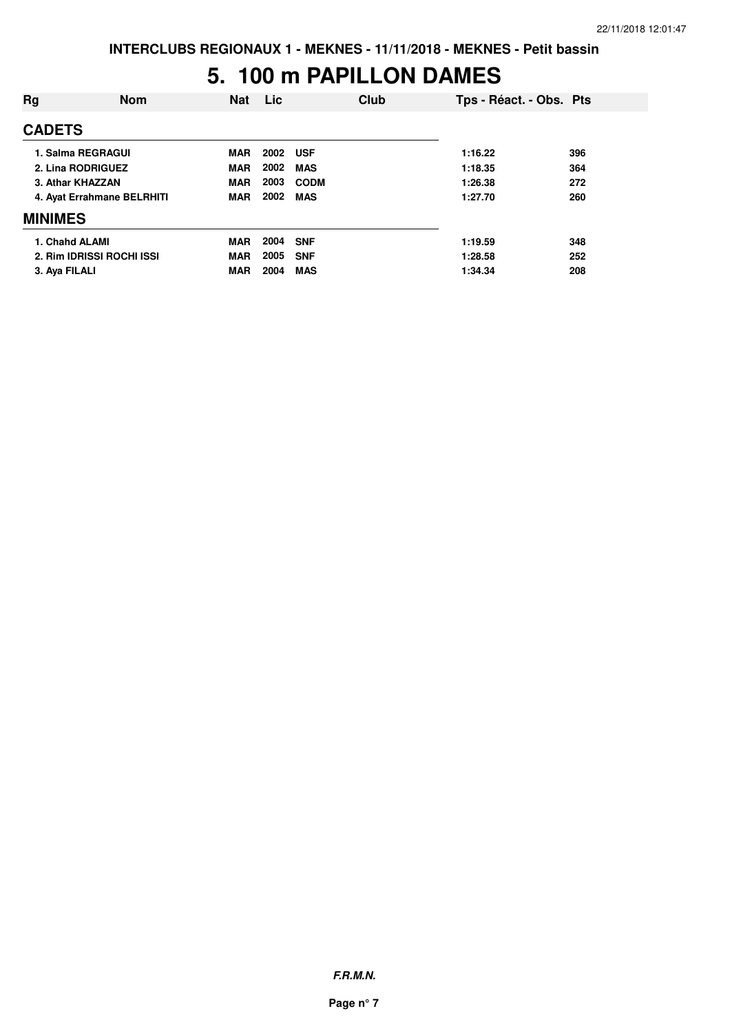# 5. 100 m PAPILLON DAMES

| Rg | Nom | Nat | Lic | Club | Tps - Réact. - Obs. | Pts |
|---|---|---|---|---|---|---|
| **CADETS** | | | | | | |
| 1. | Salma REGRAGUI | MAR | 2002 | USF | 1:16.22 | 396 |
| 2. | Lina RODRIGUEZ | MAR | 2002 | MAS | 1:18.35 | 364 |
| 3. | Athar KHAZZAN | MAR | 2003 | CODM | 1:26.38 | 272 |
| 4. | Ayat Errahmane BELRHITI | MAR | 2002 | MAS | 1:27.70 | 260 |
| **MINIMES** | | | | | | |
| 1. | Chahd ALAMI | MAR | 2004 | SNF | 1:19.59 | 348 |
| 2. | Rim IDRISSI ROCHI ISSI | MAR | 2005 | SNF | 1:28.58 | 252 |
| 3. | Aya FILALI | MAR | 2004 | MAS | 1:34.34 | 208 |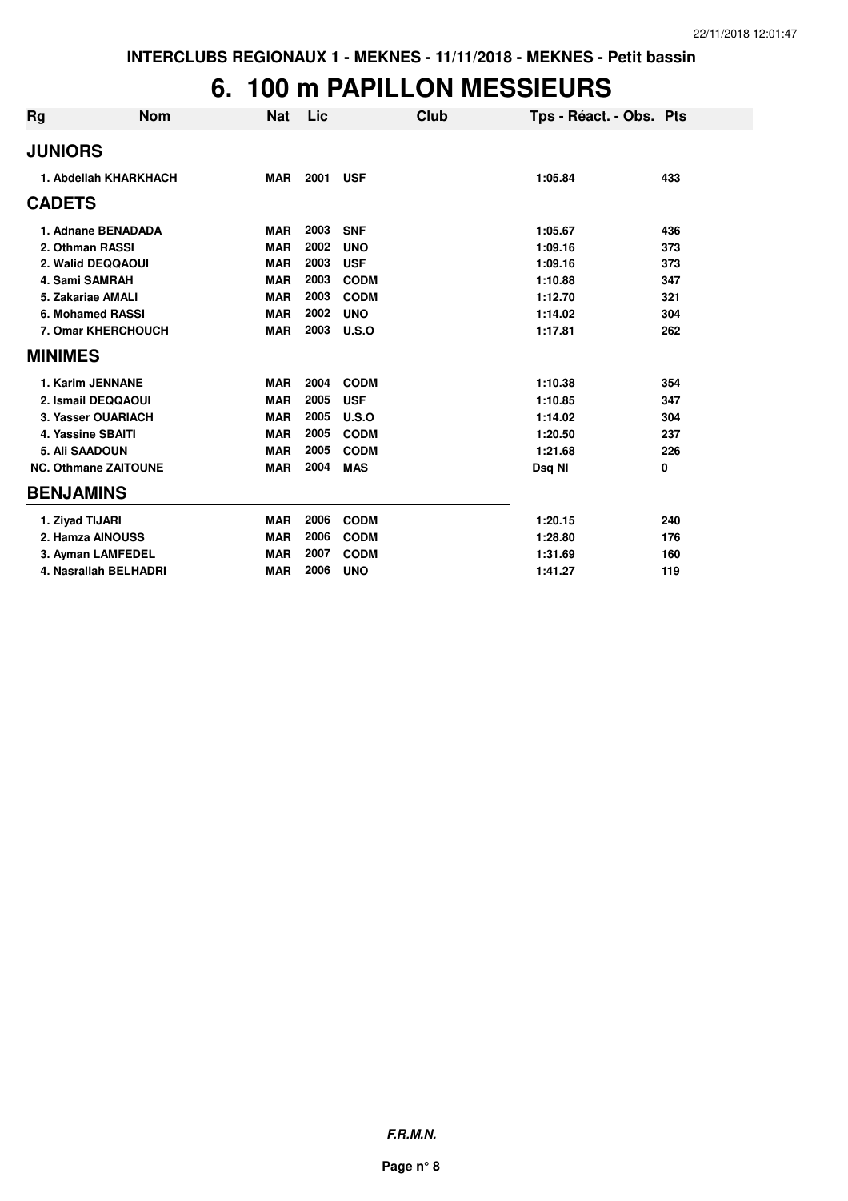# 6. 100 m PAPILLON MESSIEURS

| Rg | Nom | Nat | Lic | Club | Tps - Réact. - Obs. | Pts |
|---|---|---|---|---|---|---|
| **JUNIORS** | | | | | | |
| 1. Abdellah KHARKHACH | | MAR | 2001 | USF | 1:05.84 | 433 |
| **CADETS** | | | | | | |
| 1. Adnane BENADADA | | MAR | 2003 | SNF | 1:05.67 | 436 |
| 2. Othman RASSI | | MAR | 2002 | UNO | 1:09.16 | 373 |
| 2. Walid DEQQAOUI | | MAR | 2003 | USF | 1:09.16 | 373 |
| 4. Sami SAMRAH | | MAR | 2003 | CODM | 1:10.88 | 347 |
| 5. Zakariae AMALI | | MAR | 2003 | CODM | 1:12.70 | 321 |
| 6. Mohamed RASSI | | MAR | 2002 | UNO | 1:14.02 | 304 |
| 7. Omar KHERCHOUCH | | MAR | 2003 | U.S.O | 1:17.81 | 262 |
| **MINIMES** | | | | | | |
| 1. Karim JENNANE | | MAR | 2004 | CODM | 1:10.38 | 354 |
| 2. Ismail DEQQAOUI | | MAR | 2005 | USF | 1:10.85 | 347 |
| 3. Yasser OUARIACH | | MAR | 2005 | U.S.O | 1:14.02 | 304 |
| 4. Yassine SBAITI | | MAR | 2005 | CODM | 1:20.50 | 237 |
| 5. Ali SAADOUN | | MAR | 2005 | CODM | 1:21.68 | 226 |
| NC. Othmane ZAITOUNE | | MAR | 2004 | MAS | Dsq NI | 0 |
| **BENJAMINS** | | | | | | |
| 1. Ziyad TIJARI | | MAR | 2006 | CODM | 1:20.15 | 240 |
| 2. Hamza AINOUSS | | MAR | 2006 | CODM | 1:28.80 | 176 |
| 3. Ayman LAMFEDEL | | MAR | 2007 | CODM | 1:31.69 | 160 |
| 4. Nasrallah BELHADRI | | MAR | 2006 | UNO | 1:41.27 | 119 |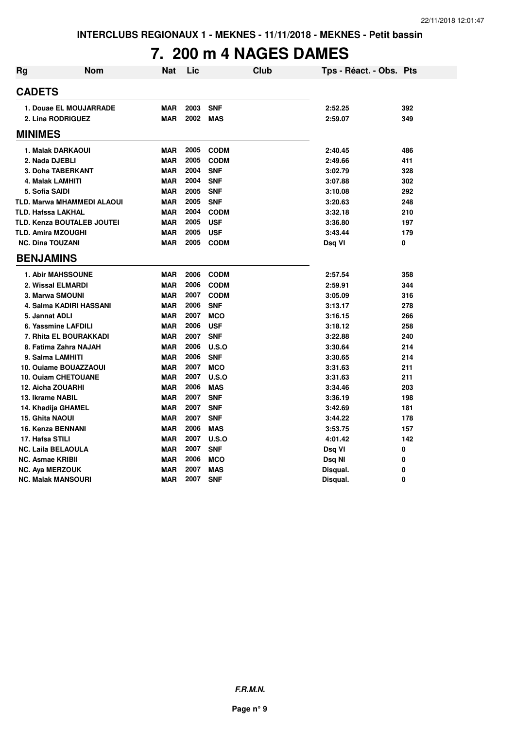INTERCLUBS REGIONAUX 1 - MEKNES - 11/11/2018 - MEKNES - Petit bassin

# 7. 200 m 4 NAGES DAMES

| Rg | Nom | Nat | Lic | Club | Tps - Réact. - Obs. | Pts |
|---|---|---|---|---|---|---|
| **CADETS** | | | | | | |
| 1. Douae EL MOUJARRADE | | MAR | 2003 | SNF | 2:52.25 | 392 |
| 2. Lina RODRIGUEZ | | MAR | 2002 | MAS | 2:59.07 | 349 |
| **MINIMES** | | | | | | |
| 1. Malak DARKAOUI | | MAR | 2005 | CODM | 2:40.45 | 486 |
| 2. Nada DJEBLI | | MAR | 2005 | CODM | 2:49.66 | 411 |
| 3. Doha TABERKANT | | MAR | 2004 | SNF | 3:02.79 | 328 |
| 4. Malak LAMHITI | | MAR | 2004 | SNF | 3:07.88 | 302 |
| 5. Sofia SAIDI | | MAR | 2005 | SNF | 3:10.08 | 292 |
| TLD. Marwa MHAMMEDI ALAOUI | | MAR | 2005 | SNF | 3:20.63 | 248 |
| TLD. Hafssa LAKHAL | | MAR | 2004 | CODM | 3:32.18 | 210 |
| TLD. Kenza BOUTALEB JOUTEI | | MAR | 2005 | USF | 3:36.80 | 197 |
| TLD. Amira MZOUGHI | | MAR | 2005 | USF | 3:43.44 | 179 |
| NC. Dina TOUZANI | | MAR | 2005 | CODM | Dsq VI | 0 |
| **BENJAMINS** | | | | | | |
| 1. Abir MAHSSOUNE | | MAR | 2006 | CODM | 2:57.54 | 358 |
| 2. Wissal ELMARDI | | MAR | 2006 | CODM | 2:59.91 | 344 |
| 3. Marwa SMOUNI | | MAR | 2007 | CODM | 3:05.09 | 316 |
| 4. Salma KADIRI HASSANI | | MAR | 2006 | SNF | 3:13.17 | 278 |
| 5. Jannat ADLI | | MAR | 2007 | MCO | 3:16.15 | 266 |
| 6. Yassmine LAFDILI | | MAR | 2006 | USF | 3:18.12 | 258 |
| 7. Rhita EL BOURAKKADI | | MAR | 2007 | SNF | 3:22.88 | 240 |
| 8. Fatima Zahra NAJAH | | MAR | 2006 | U.S.O | 3:30.64 | 214 |
| 9. Salma LAMHITI | | MAR | 2006 | SNF | 3:30.65 | 214 |
| 10. Ouiame BOUAZZAOUI | | MAR | 2007 | MCO | 3:31.63 | 211 |
| 10. Ouiam CHETOUANE | | MAR | 2007 | U.S.O | 3:31.63 | 211 |
| 12. Aicha ZOUARHI | | MAR | 2006 | MAS | 3:34.46 | 203 |
| 13. Ikrame NABIL | | MAR | 2007 | SNF | 3:36.19 | 198 |
| 14. Khadija GHAMEL | | MAR | 2007 | SNF | 3:42.69 | 181 |
| 15. Ghita NAOUI | | MAR | 2007 | SNF | 3:44.22 | 178 |
| 16. Kenza BENNANI | | MAR | 2006 | MAS | 3:53.75 | 157 |
| 17. Hafsa STILI | | MAR | 2007 | U.S.O | 4:01.42 | 142 |
| NC. Laila BELAOULA | | MAR | 2007 | SNF | Dsq VI | 0 |
| NC. Asmae KRIBII | | MAR | 2006 | MCO | Dsq NI | 0 |
| NC. Aya MERZOUK | | MAR | 2007 | MAS | Disqual. | 0 |
| NC. Malak MANSOURI | | MAR | 2007 | SNF | Disqual. | 0 |

*F.R.M.N.*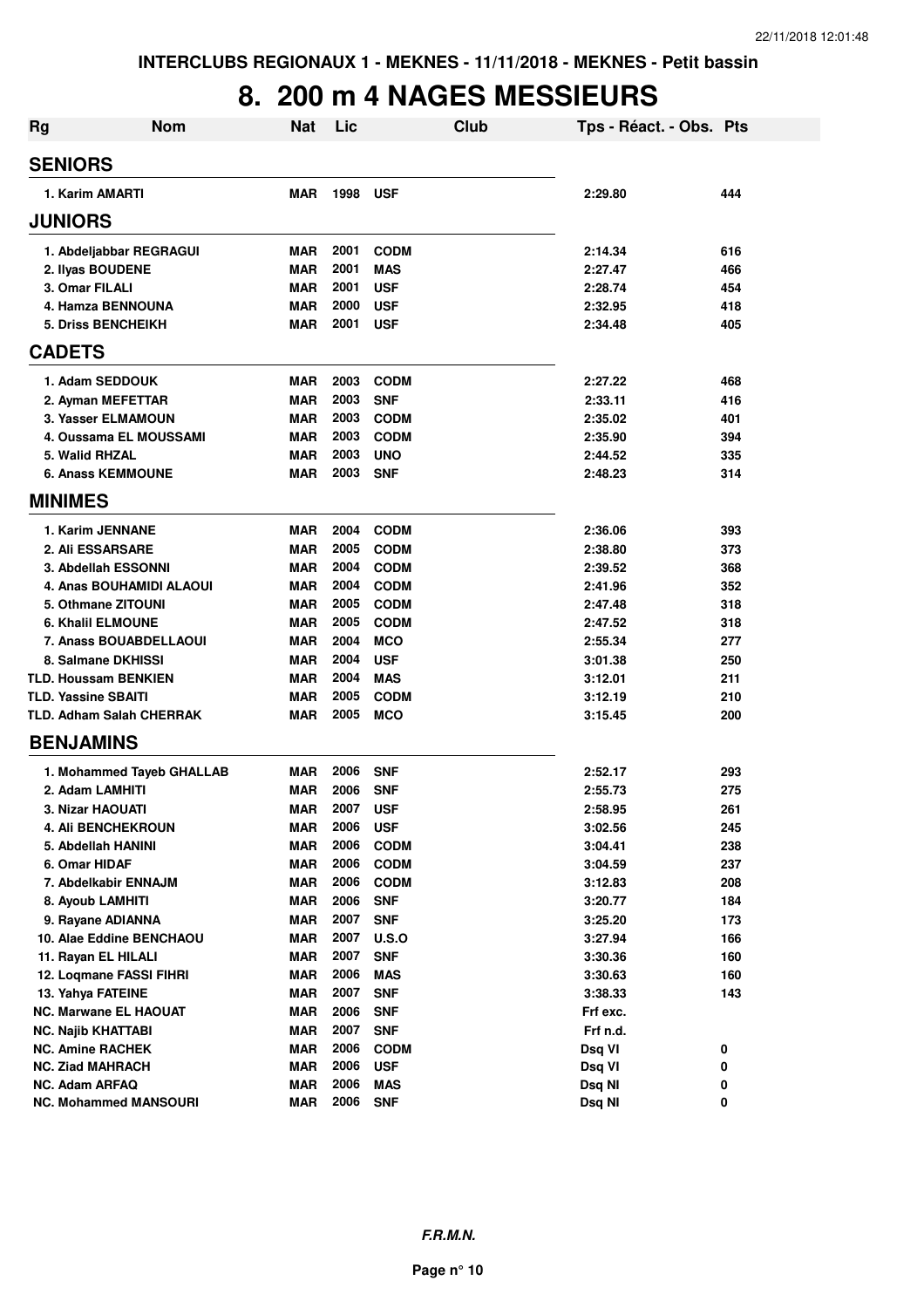INTERCLUBS REGIONAUX 1 - MEKNES - 11/11/2018 - MEKNES - Petit bassin

# 8. 200 m 4 NAGES MESSIEURS

| Rg | Nom | Nat | Lic | Club | Tps - Réact. - Obs. | Pts |
|---|---|---|---|---|---|---|
| **SENIORS** | | | | | | |
| 1. Karim AMARTI | | MAR | 1998 | USF | 2:29.80 | 444 |
| **JUNIORS** | | | | | | |
| 1. Abdeljabbar REGRAGUI | | MAR | 2001 | CODM | 2:14.34 | 616 |
| 2. Ilyas BOUDENE | | MAR | 2001 | MAS | 2:27.47 | 466 |
| 3. Omar FILALI | | MAR | 2001 | USF | 2:28.74 | 454 |
| 4. Hamza BENNOUNA | | MAR | 2000 | USF | 2:32.95 | 418 |
| 5. Driss BENCHEIKH | | MAR | 2001 | USF | 2:34.48 | 405 |
| **CADETS** | | | | | | |
| 1. Adam SEDDOUK | | MAR | 2003 | CODM | 2:27.22 | 468 |
| 2. Ayman MEFETTAR | | MAR | 2003 | SNF | 2:33.11 | 416 |
| 3. Yasser ELMAMOUN | | MAR | 2003 | CODM | 2:35.02 | 401 |
| 4. Oussama EL MOUSSAMI | | MAR | 2003 | CODM | 2:35.90 | 394 |
| 5. Walid RHZAL | | MAR | 2003 | UNO | 2:44.52 | 335 |
| 6. Anass KEMMOUNE | | MAR | 2003 | SNF | 2:48.23 | 314 |
| **MINIMES** | | | | | | |
| 1. Karim JENNANE | | MAR | 2004 | CODM | 2:36.06 | 393 |
| 2. Ali ESSARSARE | | MAR | 2005 | CODM | 2:38.80 | 373 |
| 3. Abdellah ESSONNI | | MAR | 2004 | CODM | 2:39.52 | 368 |
| 4. Anas BOUHAMIDI ALAOUI | | MAR | 2004 | CODM | 2:41.96 | 352 |
| 5. Othmane ZITOUNI | | MAR | 2005 | CODM | 2:47.48 | 318 |
| 6. Khalil ELMOUNE | | MAR | 2005 | CODM | 2:47.52 | 318 |
| 7. Anass BOUABDELLAOUI | | MAR | 2004 | MCO | 2:55.34 | 277 |
| 8. Salmane DKHISSI | | MAR | 2004 | USF | 3:01.38 | 250 |
| TLD. Houssam BENKIEN | | MAR | 2004 | MAS | 3:12.01 | 211 |
| TLD. Yassine SBAITI | | MAR | 2005 | CODM | 3:12.19 | 210 |
| TLD. Adham Salah CHERRAK | | MAR | 2005 | MCO | 3:15.45 | 200 |
| **BENJAMINS** | | | | | | |
| 1. Mohammed Tayeb GHALLAB | | MAR | 2006 | SNF | 2:52.17 | 293 |
| 2. Adam LAMHITI | | MAR | 2006 | SNF | 2:55.73 | 275 |
| 3. Nizar HAOUATI | | MAR | 2007 | USF | 2:58.95 | 261 |
| 4. Ali BENCHEKROUN | | MAR | 2006 | USF | 3:02.56 | 245 |
| 5. Abdellah HANINI | | MAR | 2006 | CODM | 3:04.41 | 238 |
| 6. Omar HIDAF | | MAR | 2006 | CODM | 3:04.59 | 237 |
| 7. Abdelkabir ENNAJM | | MAR | 2006 | CODM | 3:12.83 | 208 |
| 8. Ayoub LAMHITI | | MAR | 2006 | SNF | 3:20.77 | 184 |
| 9. Rayane ADIANNA | | MAR | 2007 | SNF | 3:25.20 | 173 |
| 10. Alae Eddine BENCHAOU | | MAR | 2007 | U.S.O | 3:27.94 | 166 |
| 11. Rayan EL HILALI | | MAR | 2007 | SNF | 3:30.36 | 160 |
| 12. Loqmane FASSI FIHRI | | MAR | 2006 | MAS | 3:30.63 | 160 |
| 13. Yahya FATEINE | | MAR | 2007 | SNF | 3:38.33 | 143 |
| NC. Marwane EL HAOUAT | | MAR | 2006 | SNF | Frf exc. | |
| NC. Najib KHATTABI | | MAR | 2007 | SNF | Frf n.d. | |
| NC. Amine RACHEK | | MAR | 2006 | CODM | Dsq VI | 0 |
| NC. Ziad MAHRACH | | MAR | 2006 | USF | Dsq VI | 0 |
| NC. Adam ARFAQ | | MAR | 2006 | MAS | Dsq NI | 0 |
| NC. Mohammed MANSOURI | | MAR | 2006 | SNF | Dsq NI | 0 |

*F.R.M.N.*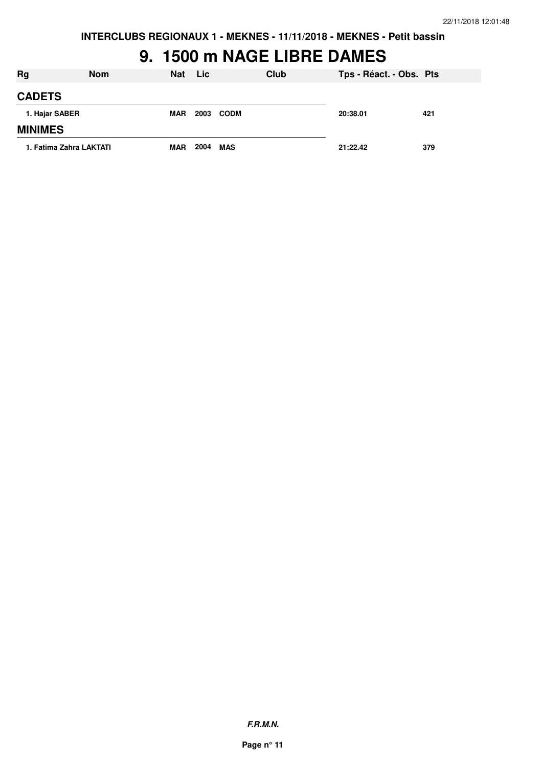INTERCLUBS REGIONAUX 1 - MEKNES - 11/11/2018 - MEKNES - Petit bassin

# 9. 1500 m NAGE LIBRE DAMES

| Rg | Nom | Nat | Lic | Club | Tps - Réact. - Obs. | Pts |
|---|---|---|---|---|---|---|
| **CADETS** | | | | | | |
| 1. | Hajar SABER | MAR | 2003 | CODM | 20:38.01 | 421 |
| **MINIMES** | | | | | | |
| 1. | Fatima Zahra LAKTATI | MAR | 2004 | MAS | 21:22.42 | 379 |

*F.R.M.N.*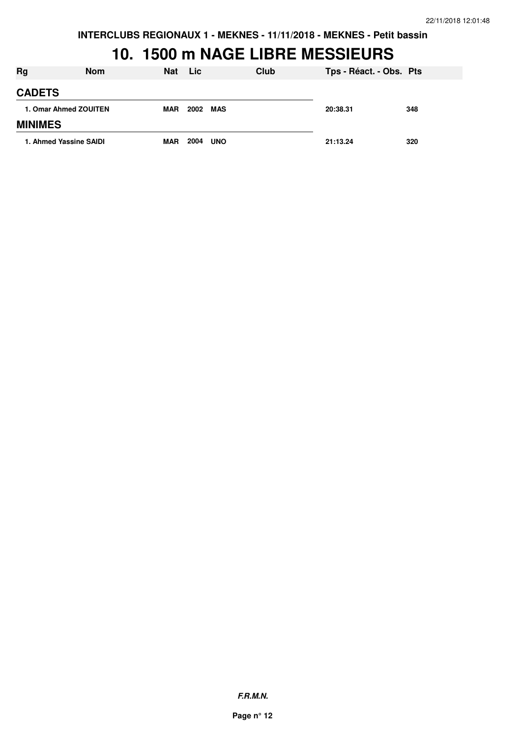# 10. 1500 m NAGE LIBRE MESSIEURS

| Rg | Nom | Nat | Lic | Club | Tps - Réact. - Obs. | Pts |
|---|---|---|---|---|---|---|
| **CADETS** | | | | | | |
| 1. Omar Ahmed ZOUITEN | | MAR | 2002 | MAS | 20:38.31 | 348 |
| **MINIMES** | | | | | | |
| 1. Ahmed Yassine SAIDI | | MAR | 2004 | UNO | 21:13.24 | 320 |

***F.R.M.N.***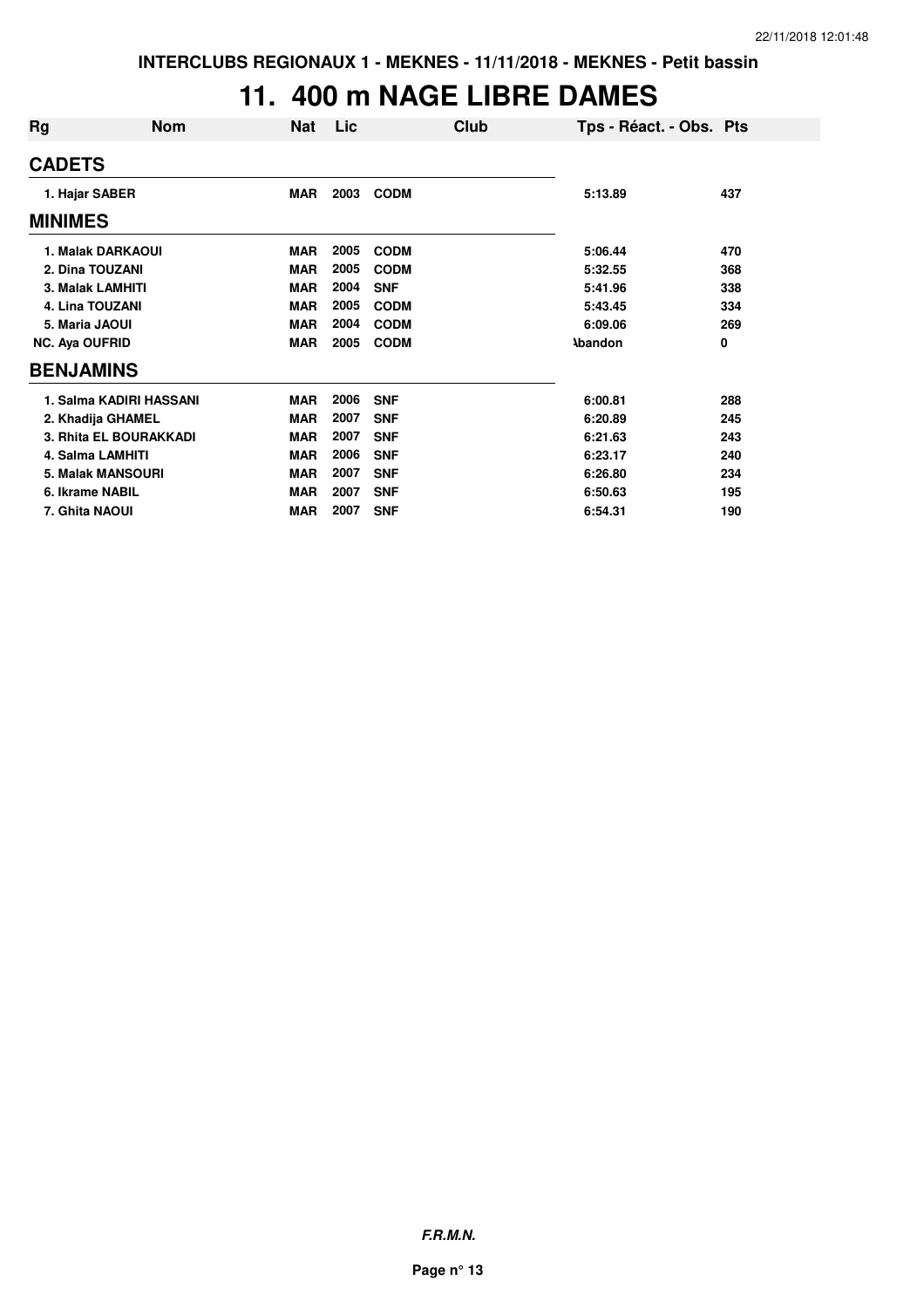**INTERCLUBS REGIONAUX 1 - MEKNES - 11/11/2018 - MEKNES - Petit bassin**

# 11. 400 m NAGE LIBRE DAMES

| Rg | Nom | Nat | Lic | Club | Tps - Réact. - Obs. | Pts |
|---|---|---|---|---|---|---|
| **CADETS** | | | | | | |
| 1. | Hajar SABER | MAR | 2003 | CODM | 5:13.89 | 437 |
| **MINIMES** | | | | | | |
| 1. | Malak DARKAOUI | MAR | 2005 | CODM | 5:06.44 | 470 |
| 2. | Dina TOUZANI | MAR | 2005 | CODM | 5:32.55 | 368 |
| 3. | Malak LAMHITI | MAR | 2004 | SNF | 5:41.96 | 338 |
| 4. | Lina TOUZANI | MAR | 2005 | CODM | 5:43.45 | 334 |
| 5. | Maria JAOUI | MAR | 2004 | CODM | 6:09.06 | 269 |
| NC. | Aya OUFRID | MAR | 2005 | CODM | Abandon | 0 |
| **BENJAMINS** | | | | | | |
| 1. | Salma KADIRI HASSANI | MAR | 2006 | SNF | 6:00.81 | 288 |
| 2. | Khadija GHAMEL | MAR | 2007 | SNF | 6:20.89 | 245 |
| 3. | Rhita EL BOURAKKADI | MAR | 2007 | SNF | 6:21.63 | 243 |
| 4. | Salma LAMHITI | MAR | 2006 | SNF | 6:23.17 | 240 |
| 5. | Malak MANSOURI | MAR | 2007 | SNF | 6:26.80 | 234 |
| 6. | Ikrame NABIL | MAR | 2007 | SNF | 6:50.63 | 195 |
| 7. | Ghita NAOUI | MAR | 2007 | SNF | 6:54.31 | 190 |

***F.R.M.N.***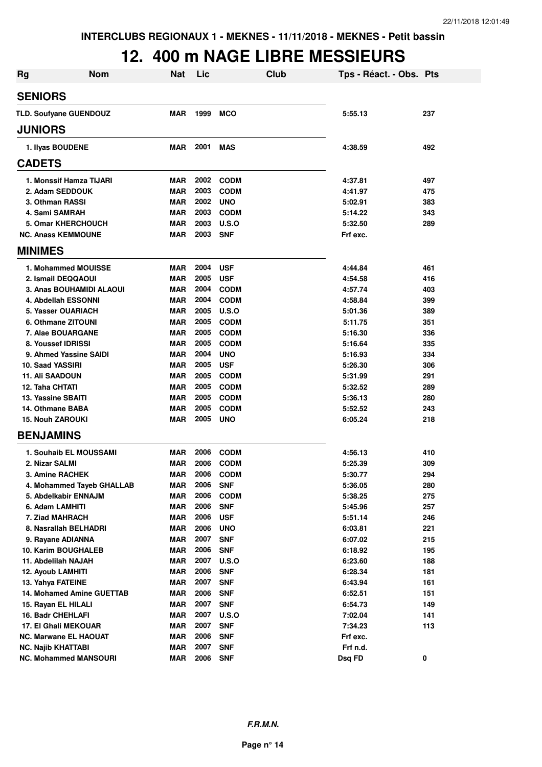INTERCLUBS REGIONAUX 1 - MEKNES - 11/11/2018 - MEKNES - Petit bassin

# 12. 400 m NAGE LIBRE MESSIEURS

| Rg | Nom | Nat | Lic | Club | Tps - Réact. - Obs. | Pts |
|---|---|---|---|---|---|---|
| **SENIORS** | | | | | | |
| TLD. | Soufyane GUENDOUZ | MAR | 1999 | MCO | 5:55.13 | 237 |
| **JUNIORS** | | | | | | |
| 1. | Ilyas BOUDENE | MAR | 2001 | MAS | 4:38.59 | 492 |
| **CADETS** | | | | | | |
| 1. | Monssif Hamza TIJARI | MAR | 2002 | CODM | 4:37.81 | 497 |
| 2. | Adam SEDDOUK | MAR | 2003 | CODM | 4:41.97 | 475 |
| 3. | Othman RASSI | MAR | 2002 | UNO | 5:02.91 | 383 |
| 4. | Sami SAMRAH | MAR | 2003 | CODM | 5:14.22 | 343 |
| 5. | Omar KHERCHOUCH | MAR | 2003 | U.S.O | 5:32.50 | 289 |
| NC. | Anass KEMMOUNE | MAR | 2003 | SNF | Frf exc. | |
| **MINIMES** | | | | | | |
| 1. | Mohammed MOUISSE | MAR | 2004 | USF | 4:44.84 | 461 |
| 2. | Ismail DEQQAOUI | MAR | 2005 | USF | 4:54.58 | 416 |
| 3. | Anas BOUHAMIDI ALAOUI | MAR | 2004 | CODM | 4:57.74 | 403 |
| 4. | Abdellah ESSONNI | MAR | 2004 | CODM | 4:58.84 | 399 |
| 5. | Yasser OUARIACH | MAR | 2005 | U.S.O | 5:01.36 | 389 |
| 6. | Othmane ZITOUNI | MAR | 2005 | CODM | 5:11.75 | 351 |
| 7. | Alae BOUARGANE | MAR | 2005 | CODM | 5:16.30 | 336 |
| 8. | Youssef IDRISSI | MAR | 2005 | CODM | 5:16.64 | 335 |
| 9. | Ahmed Yassine SAIDI | MAR | 2004 | UNO | 5:16.93 | 334 |
| 10. | Saad YASSIRI | MAR | 2005 | USF | 5:26.30 | 306 |
| 11. | Ali SAADOUN | MAR | 2005 | CODM | 5:31.99 | 291 |
| 12. | Taha CHTATI | MAR | 2005 | CODM | 5:32.52 | 289 |
| 13. | Yassine SBAITI | MAR | 2005 | CODM | 5:36.13 | 280 |
| 14. | Othmane BABA | MAR | 2005 | CODM | 5:52.52 | 243 |
| 15. | Nouh ZAROUKI | MAR | 2005 | UNO | 6:05.24 | 218 |
| **BENJAMINS** | | | | | | |
| 1. | Souhaib EL MOUSSAMI | MAR | 2006 | CODM | 4:56.13 | 410 |
| 2. | Nizar SALMI | MAR | 2006 | CODM | 5:25.39 | 309 |
| 3. | Amine RACHEK | MAR | 2006 | CODM | 5:30.77 | 294 |
| 4. | Mohammed Tayeb GHALLAB | MAR | 2006 | SNF | 5:36.05 | 280 |
| 5. | Abdelkabir ENNAJM | MAR | 2006 | CODM | 5:38.25 | 275 |
| 6. | Adam LAMHITI | MAR | 2006 | SNF | 5:45.96 | 257 |
| 7. | Ziad MAHRACH | MAR | 2006 | USF | 5:51.14 | 246 |
| 8. | Nasrallah BELHADRI | MAR | 2006 | UNO | 6:03.81 | 221 |
| 9. | Rayane ADIANNA | MAR | 2007 | SNF | 6:07.02 | 215 |
| 10. | Karim BOUGHALEB | MAR | 2006 | SNF | 6:18.92 | 195 |
| 11. | Abdelilah NAJAH | MAR | 2007 | U.S.O | 6:23.60 | 188 |
| 12. | Ayoub LAMHITI | MAR | 2006 | SNF | 6:28.34 | 181 |
| 13. | Yahya FATEINE | MAR | 2007 | SNF | 6:43.94 | 161 |
| 14. | Mohamed Amine GUETTAB | MAR | 2006 | SNF | 6:52.51 | 151 |
| 15. | Rayan EL HILALI | MAR | 2007 | SNF | 6:54.73 | 149 |
| 16. | Badr CHEHLAFI | MAR | 2007 | U.S.O | 7:02.04 | 141 |
| 17. | El Ghali MEKOUAR | MAR | 2007 | SNF | 7:34.23 | 113 |
| NC. | Marwane EL HAOUAT | MAR | 2006 | SNF | Frf exc. | |
| NC. | Najib KHATTABI | MAR | 2007 | SNF | Frf n.d. | |
| NC. | Mohammed MANSOURI | MAR | 2006 | SNF | Dsq FD | 0 |

*F.R.M.N.*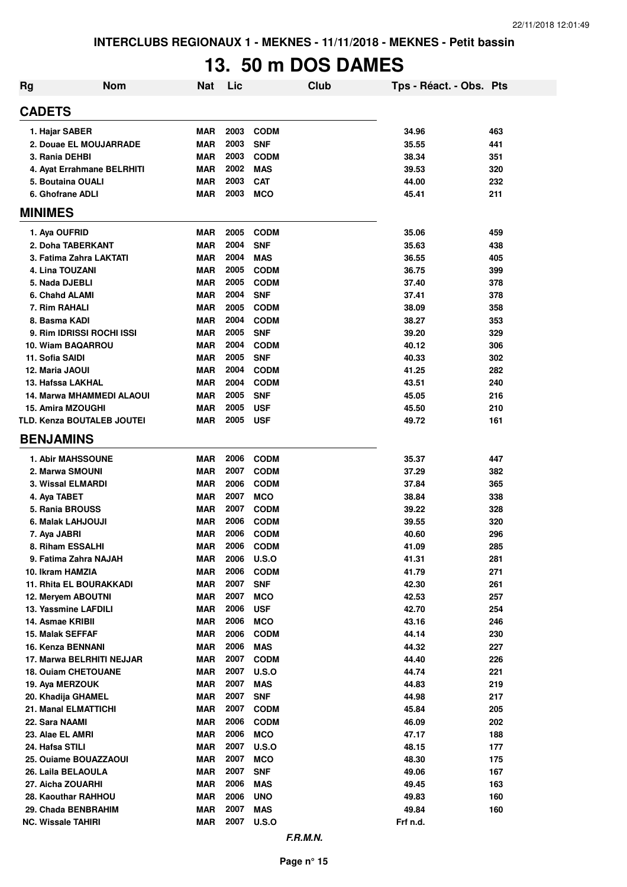INTERCLUBS REGIONAUX 1 - MEKNES - 11/11/2018 - MEKNES - Petit bassin

# 13. 50 m DOS DAMES

| Rg | Nom | Nat | Lic | Club | Tps - Réact. - Obs. | Pts |
|---|---|---|---|---|---|---|
| **CADETS** | | | | | | |
| 1. | Hajar SABER | MAR | 2003 | CODM | 34.96 | 463 |
| 2. | Douae EL MOUJARRADE | MAR | 2003 | SNF | 35.55 | 441 |
| 3. | Rania DEHBI | MAR | 2003 | CODM | 38.34 | 351 |
| 4. | Ayat Errahmane BELRHITI | MAR | 2002 | MAS | 39.53 | 320 |
| 5. | Boutaina OUALI | MAR | 2003 | CAT | 44.00 | 232 |
| 6. | Ghofrane ADLI | MAR | 2003 | MCO | 45.41 | 211 |
| **MINIMES** | | | | | | |
| 1. | Aya OUFRID | MAR | 2005 | CODM | 35.06 | 459 |
| 2. | Doha TABERKANT | MAR | 2004 | SNF | 35.63 | 438 |
| 3. | Fatima Zahra LAKTATI | MAR | 2004 | MAS | 36.55 | 405 |
| 4. | Lina TOUZANI | MAR | 2005 | CODM | 36.75 | 399 |
| 5. | Nada DJEBLI | MAR | 2005 | CODM | 37.40 | 378 |
| 6. | Chahd ALAMI | MAR | 2004 | SNF | 37.41 | 378 |
| 7. | Rim RAHALI | MAR | 2005 | CODM | 38.09 | 358 |
| 8. | Basma KADI | MAR | 2004 | CODM | 38.27 | 353 |
| 9. | Rim IDRISSI ROCHI ISSI | MAR | 2005 | SNF | 39.20 | 329 |
| 10. | Wiam BAQARROU | MAR | 2004 | CODM | 40.12 | 306 |
| 11. | Sofia SAIDI | MAR | 2005 | SNF | 40.33 | 302 |
| 12. | Maria JAOUI | MAR | 2004 | CODM | 41.25 | 282 |
| 13. | Hafssa LAKHAL | MAR | 2004 | CODM | 43.51 | 240 |
| 14. | Marwa MHAMMEDI ALAOUI | MAR | 2005 | SNF | 45.05 | 216 |
| 15. | Amira MZOUGHI | MAR | 2005 | USF | 45.50 | 210 |
| TLD. | Kenza BOUTALEB JOUTEI | MAR | 2005 | USF | 49.72 | 161 |
| **BENJAMINS** | | | | | | |
| 1. | Abir MAHSSOUNE | MAR | 2006 | CODM | 35.37 | 447 |
| 2. | Marwa SMOUNI | MAR | 2007 | CODM | 37.29 | 382 |
| 3. | Wissal ELMARDI | MAR | 2006 | CODM | 37.84 | 365 |
| 4. | Aya TABET | MAR | 2007 | MCO | 38.84 | 338 |
| 5. | Rania BROUSS | MAR | 2007 | CODM | 39.22 | 328 |
| 6. | Malak LAHJOUJI | MAR | 2006 | CODM | 39.55 | 320 |
| 7. | Aya JABRI | MAR | 2006 | CODM | 40.60 | 296 |
| 8. | Riham ESSALHI | MAR | 2006 | CODM | 41.09 | 285 |
| 9. | Fatima Zahra NAJAH | MAR | 2006 | U.S.O | 41.31 | 281 |
| 10. | Ikram HAMZIA | MAR | 2006 | CODM | 41.79 | 271 |
| 11. | Rhita EL BOURAKKADI | MAR | 2007 | SNF | 42.30 | 261 |
| 12. | Meryem ABOUTNI | MAR | 2007 | MCO | 42.53 | 257 |
| 13. | Yassmine LAFDILI | MAR | 2006 | USF | 42.70 | 254 |
| 14. | Asmae KRIBII | MAR | 2006 | MCO | 43.16 | 246 |
| 15. | Malak SEFFAF | MAR | 2006 | CODM | 44.14 | 230 |
| 16. | Kenza BENNANI | MAR | 2006 | MAS | 44.32 | 227 |
| 17. | Marwa BELRHITI NEJJAR | MAR | 2007 | CODM | 44.40 | 226 |
| 18. | Ouiam CHETOUANE | MAR | 2007 | U.S.O | 44.74 | 221 |
| 19. | Aya MERZOUK | MAR | 2007 | MAS | 44.83 | 219 |
| 20. | Khadija GHAMEL | MAR | 2007 | SNF | 44.98 | 217 |
| 21. | Manal ELMATTICHI | MAR | 2007 | CODM | 45.84 | 205 |
| 22. | Sara NAAMI | MAR | 2006 | CODM | 46.09 | 202 |
| 23. | Alae EL AMRI | MAR | 2006 | MCO | 47.17 | 188 |
| 24. | Hafsa STILI | MAR | 2007 | U.S.O | 48.15 | 177 |
| 25. | Ouiame BOUAZZAOUI | MAR | 2007 | MCO | 48.30 | 175 |
| 26. | Laila BELAOULA | MAR | 2007 | SNF | 49.06 | 167 |
| 27. | Aicha ZOUARHI | MAR | 2006 | MAS | 49.45 | 163 |
| 28. | Kaouthar RAHHOU | MAR | 2006 | UNO | 49.83 | 160 |
| 29. | Chada BENBRAHIM | MAR | 2007 | MAS | 49.84 | 160 |
| NC. | Wissale TAHIRI | MAR | 2007 | U.S.O | Frf n.d. | |

*F.R.M.N.*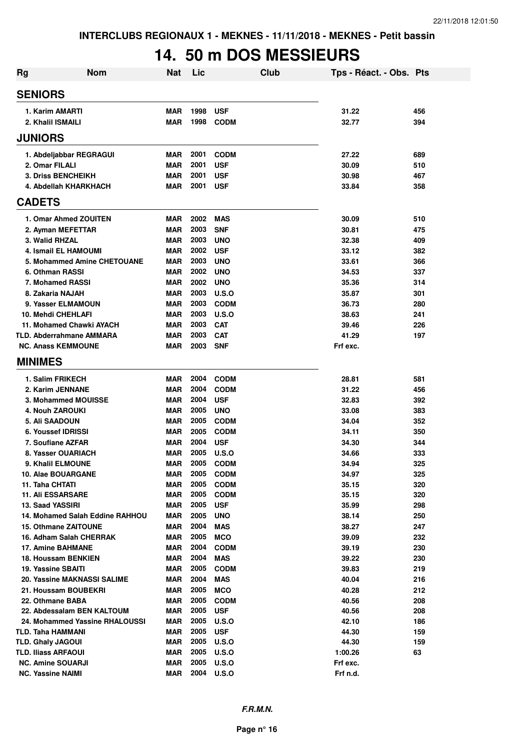INTERCLUBS REGIONAUX 1 - MEKNES - 11/11/2018 - MEKNES - Petit bassin

# 14. 50 m DOS MESSIEURS

| Rg | Nom | Nat | Lic | Club | Tps - Réact. - Obs. | Pts |
|---|---|---|---|---|---|---|
| **SENIORS** | | | | | | |
| 1. Karim AMARTI | | MAR | 1998 | USF | 31.22 | 456 |
| 2. Khalil ISMAILI | | MAR | 1998 | CODM | 32.77 | 394 |
| **JUNIORS** | | | | | | |
| 1. Abdeljabbar REGRAGUI | | MAR | 2001 | CODM | 27.22 | 689 |
| 2. Omar FILALI | | MAR | 2001 | USF | 30.09 | 510 |
| 3. Driss BENCHEIKH | | MAR | 2001 | USF | 30.98 | 467 |
| 4. Abdellah KHARKHACH | | MAR | 2001 | USF | 33.84 | 358 |
| **CADETS** | | | | | | |
| 1. Omar Ahmed ZOUITEN | | MAR | 2002 | MAS | 30.09 | 510 |
| 2. Ayman MEFETTAR | | MAR | 2003 | SNF | 30.81 | 475 |
| 3. Walid RHZAL | | MAR | 2003 | UNO | 32.38 | 409 |
| 4. Ismail EL HAMOUMI | | MAR | 2002 | USF | 33.12 | 382 |
| 5. Mohammed Amine CHETOUANE | | MAR | 2003 | UNO | 33.61 | 366 |
| 6. Othman RASSI | | MAR | 2002 | UNO | 34.53 | 337 |
| 7. Mohamed RASSI | | MAR | 2002 | UNO | 35.36 | 314 |
| 8. Zakaria NAJAH | | MAR | 2003 | U.S.O | 35.87 | 301 |
| 9. Yasser ELMAMOUN | | MAR | 2003 | CODM | 36.73 | 280 |
| 10. Mehdi CHEHLAFI | | MAR | 2003 | U.S.O | 38.63 | 241 |
| 11. Mohamed Chawki AYACH | | MAR | 2003 | CAT | 39.46 | 226 |
| TLD. Abderrahmane AMMARA | | MAR | 2003 | CAT | 41.29 | 197 |
| NC. Anass KEMMOUNE | | MAR | 2003 | SNF | Frf exc. | |
| **MINIMES** | | | | | | |
| 1. Salim FRIKECH | | MAR | 2004 | CODM | 28.81 | 581 |
| 2. Karim JENNANE | | MAR | 2004 | CODM | 31.22 | 456 |
| 3. Mohammed MOUISSE | | MAR | 2004 | USF | 32.83 | 392 |
| 4. Nouh ZAROUKI | | MAR | 2005 | UNO | 33.08 | 383 |
| 5. Ali SAADOUN | | MAR | 2005 | CODM | 34.04 | 352 |
| 6. Youssef IDRISSI | | MAR | 2005 | CODM | 34.11 | 350 |
| 7. Soufiane AZFAR | | MAR | 2004 | USF | 34.30 | 344 |
| 8. Yasser OUARIACH | | MAR | 2005 | U.S.O | 34.66 | 333 |
| 9. Khalil ELMOUNE | | MAR | 2005 | CODM | 34.94 | 325 |
| 10. Alae BOUARGANE | | MAR | 2005 | CODM | 34.97 | 325 |
| 11. Taha CHTATI | | MAR | 2005 | CODM | 35.15 | 320 |
| 11. Ali ESSARSARE | | MAR | 2005 | CODM | 35.15 | 320 |
| 13. Saad YASSIRI | | MAR | 2005 | USF | 35.99 | 298 |
| 14. Mohamed Salah Eddine RAHHOU | | MAR | 2005 | UNO | 38.14 | 250 |
| 15. Othmane ZAITOUNE | | MAR | 2004 | MAS | 38.27 | 247 |
| 16. Adham Salah CHERRAK | | MAR | 2005 | MCO | 39.09 | 232 |
| 17. Amine BAHMANE | | MAR | 2004 | CODM | 39.19 | 230 |
| 18. Houssam BENKIEN | | MAR | 2004 | MAS | 39.22 | 230 |
| 19. Yassine SBAITI | | MAR | 2005 | CODM | 39.83 | 219 |
| 20. Yassine MAKNASSI SALIME | | MAR | 2004 | MAS | 40.04 | 216 |
| 21. Houssam BOUBEKRI | | MAR | 2005 | MCO | 40.28 | 212 |
| 22. Othmane BABA | | MAR | 2005 | CODM | 40.56 | 208 |
| 22. Abdessalam BEN KALTOUM | | MAR | 2005 | USF | 40.56 | 208 |
| 24. Mohammed Yassine RHALOUSSI | | MAR | 2005 | U.S.O | 42.10 | 186 |
| TLD. Taha HAMMANI | | MAR | 2005 | USF | 44.30 | 159 |
| TLD. Ghaly JAGOUI | | MAR | 2005 | U.S.O | 44.30 | 159 |
| TLD. Iliass ARFAOUI | | MAR | 2005 | U.S.O | 1:00.26 | 63 |
| NC. Amine SOUARJI | | MAR | 2005 | U.S.O | Frf exc. | |
| NC. Yassine NAIMI | | MAR | 2004 | U.S.O | Frf n.d. | |

*F.R.M.N.*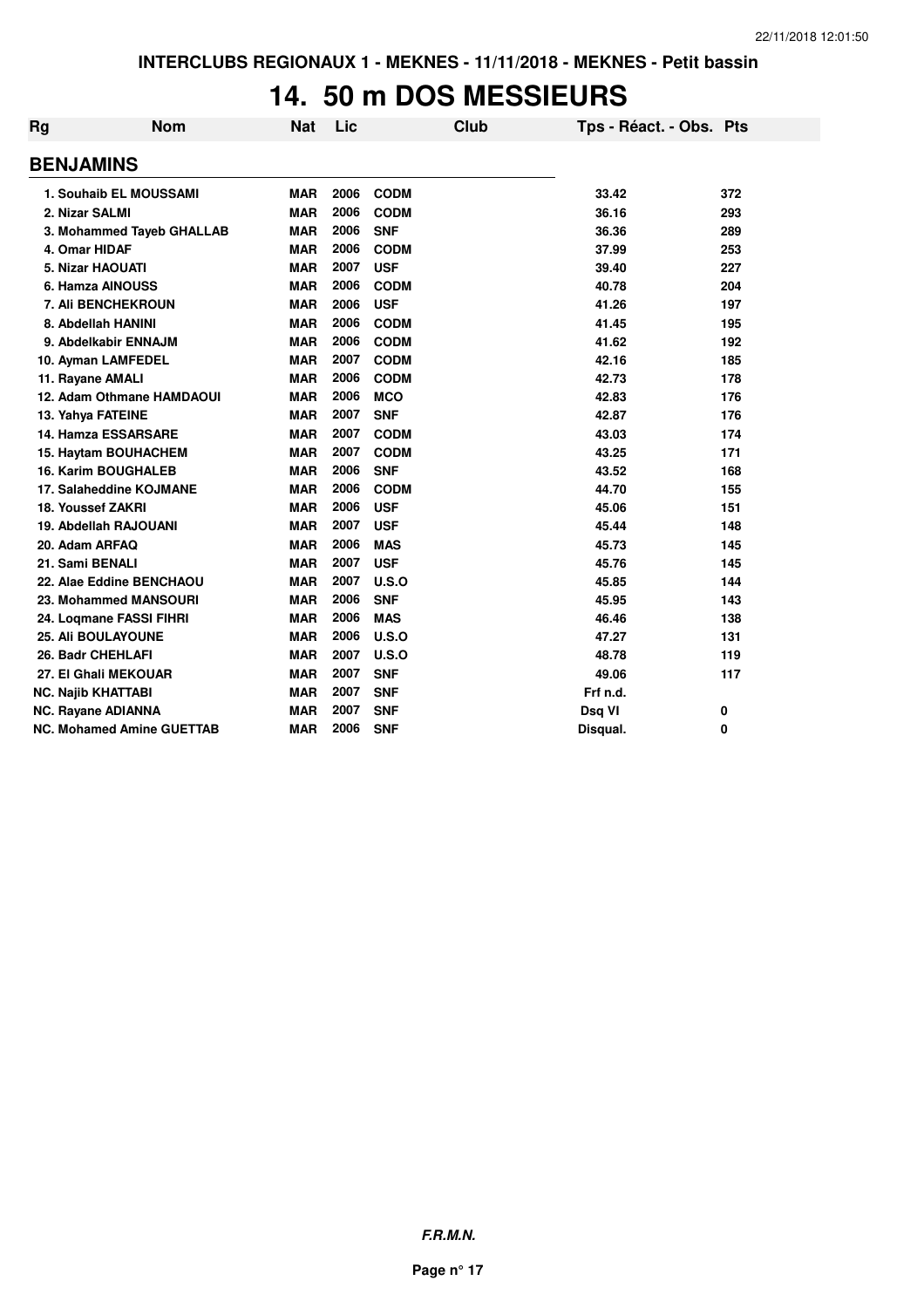# 14. 50 m DOS MESSIEURS

| Rg | Nom | Nat | Lic | Club | Tps - Réact. - Obs. | Pts |
|---|---|---|---|---|---|---|
| **BENJAMINS** | | | | | | |
| 1. | Souhaib EL MOUSSAMI | MAR | 2006 | CODM | 33.42 | 372 |
| 2. | Nizar SALMI | MAR | 2006 | CODM | 36.16 | 293 |
| 3. | Mohammed Tayeb GHALLAB | MAR | 2006 | SNF | 36.36 | 289 |
| 4. | Omar HIDAF | MAR | 2006 | CODM | 37.99 | 253 |
| 5. | Nizar HAOUATI | MAR | 2007 | USF | 39.40 | 227 |
| 6. | Hamza AINOUSS | MAR | 2006 | CODM | 40.78 | 204 |
| 7. | Ali BENCHEKROUN | MAR | 2006 | USF | 41.26 | 197 |
| 8. | Abdellah HANINI | MAR | 2006 | CODM | 41.45 | 195 |
| 9. | Abdelkabir ENNAJM | MAR | 2006 | CODM | 41.62 | 192 |
| 10. | Ayman LAMFEDEL | MAR | 2007 | CODM | 42.16 | 185 |
| 11. | Rayane AMALI | MAR | 2006 | CODM | 42.73 | 178 |
| 12. | Adam Othmane HAMDAOUI | MAR | 2006 | MCO | 42.83 | 176 |
| 13. | Yahya FATEINE | MAR | 2007 | SNF | 42.87 | 176 |
| 14. | Hamza ESSARSARE | MAR | 2007 | CODM | 43.03 | 174 |
| 15. | Haytam BOUHACHEM | MAR | 2007 | CODM | 43.25 | 171 |
| 16. | Karim BOUGHALEB | MAR | 2006 | SNF | 43.52 | 168 |
| 17. | Salaheddine KOJMANE | MAR | 2006 | CODM | 44.70 | 155 |
| 18. | Youssef ZAKRI | MAR | 2006 | USF | 45.06 | 151 |
| 19. | Abdellah RAJOUANI | MAR | 2007 | USF | 45.44 | 148 |
| 20. | Adam ARFAQ | MAR | 2006 | MAS | 45.73 | 145 |
| 21. | Sami BENALI | MAR | 2007 | USF | 45.76 | 145 |
| 22. | Alae Eddine BENCHAOU | MAR | 2007 | U.S.O | 45.85 | 144 |
| 23. | Mohammed MANSOURI | MAR | 2006 | SNF | 45.95 | 143 |
| 24. | Loqmane FASSI FIHRI | MAR | 2006 | MAS | 46.46 | 138 |
| 25. | Ali BOULAYOUNE | MAR | 2006 | U.S.O | 47.27 | 131 |
| 26. | Badr CHEHLAFI | MAR | 2007 | U.S.O | 48.78 | 119 |
| 27. | El Ghali MEKOUAR | MAR | 2007 | SNF | 49.06 | 117 |
| NC. | Najib KHATTABI | MAR | 2007 | SNF | Frf n.d. | |
| NC. | Rayane ADIANNA | MAR | 2007 | SNF | Dsq VI | 0 |
| NC. | Mohamed Amine GUETTAB | MAR | 2006 | SNF | Disqual. | 0 |

*F.R.M.N.*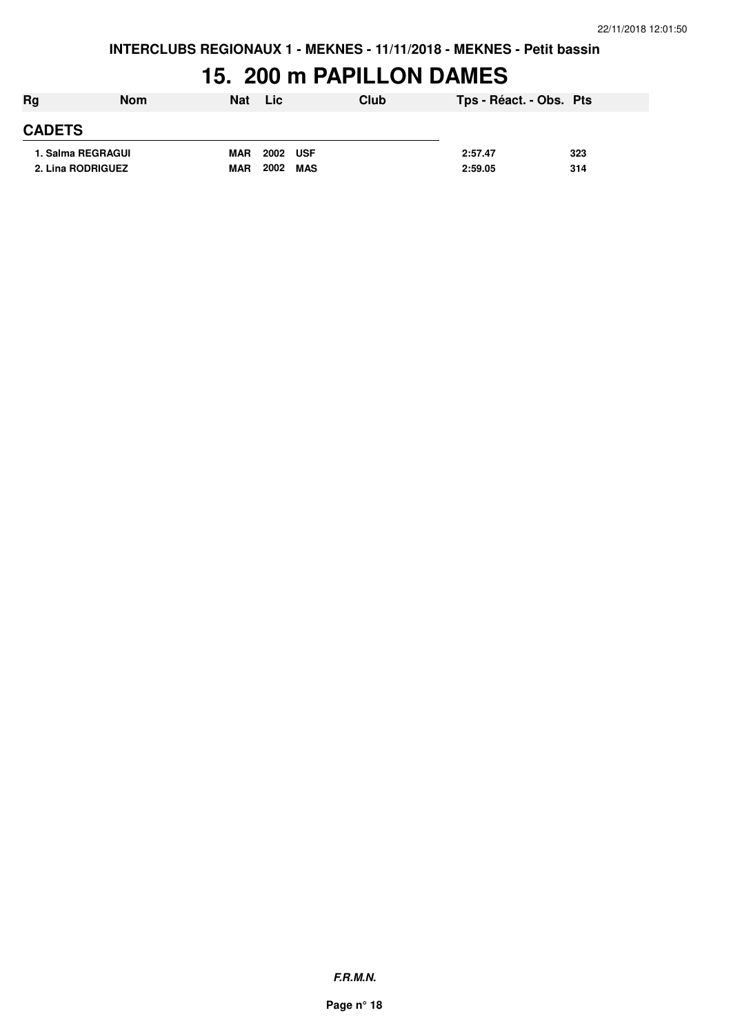**INTERCLUBS REGIONAUX 1 - MEKNES - 11/11/2018 - MEKNES - Petit bassin**

# 15. 200 m PAPILLON DAMES

| Rg | Nom | Nat | Lic | Club | Tps - Réact. - Obs. | Pts |
|---|---|---|---|---|---|---|
| **CADETS** | | | | | | |
| 1. | Salma REGRAGUI | MAR | 2002 | USF | 2:57.47 | 323 |
| 2. | Lina RODRIGUEZ | MAR | 2002 | MAS | 2:59.05 | 314 |

***F.R.M.N.***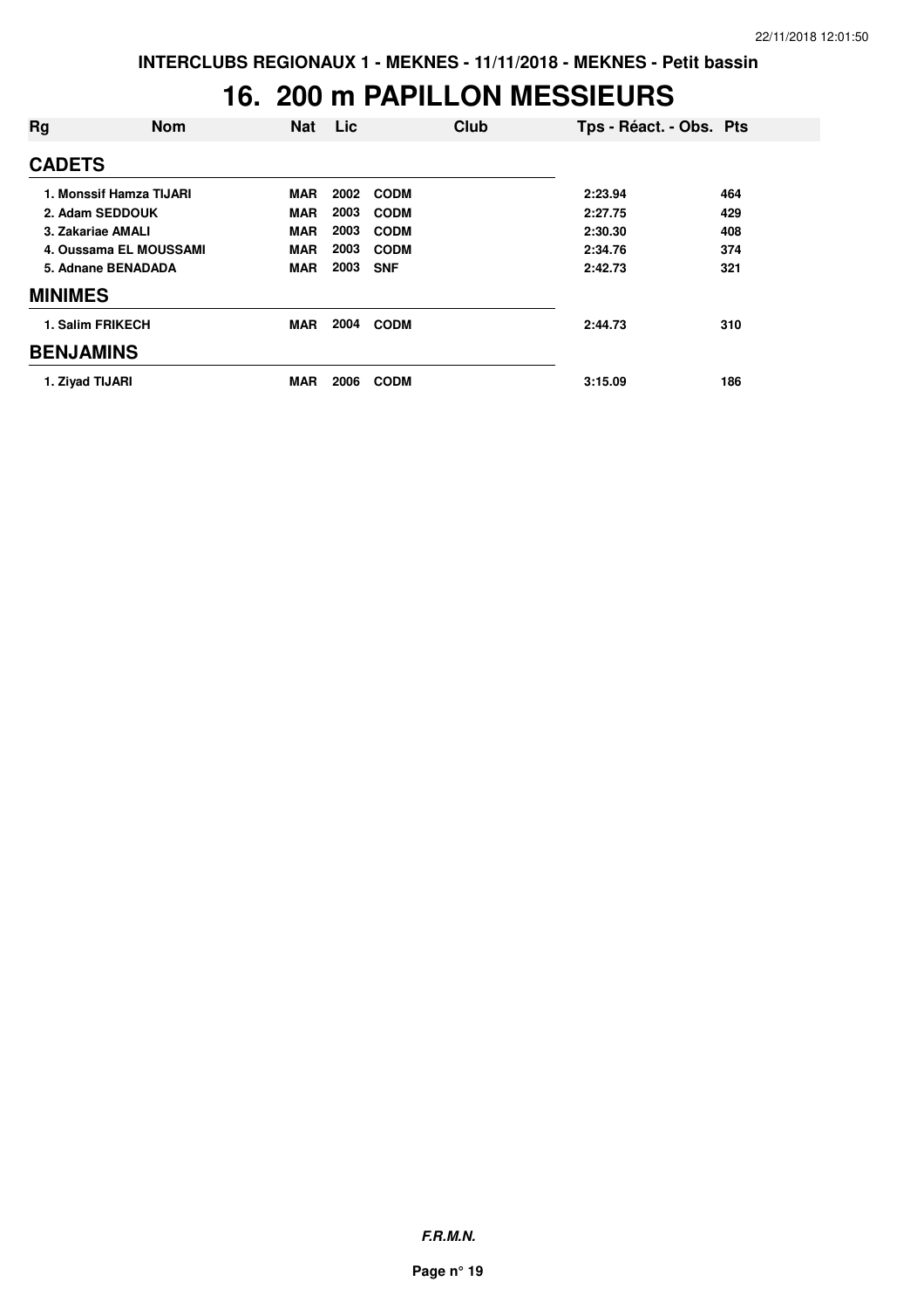INTERCLUBS REGIONAUX 1 - MEKNES - 11/11/2018 - MEKNES - Petit bassin

# 16. 200 m PAPILLON MESSIEURS

| Rg | Nom | Nat | Lic | Club | Tps - Réact. - Obs. | Pts |
|---|---|---|---|---|---|---|
| **CADETS** | | | | | | |
| 1. | Monssif Hamza TIJARI | MAR | 2002 | CODM | 2:23.94 | 464 |
| 2. | Adam SEDDOUK | MAR | 2003 | CODM | 2:27.75 | 429 |
| 3. | Zakariae AMALI | MAR | 2003 | CODM | 2:30.30 | 408 |
| 4. | Oussama EL MOUSSAMI | MAR | 2003 | CODM | 2:34.76 | 374 |
| 5. | Adnane BENADADA | MAR | 2003 | SNF | 2:42.73 | 321 |
| **MINIMES** | | | | | | |
| 1. | Salim FRIKECH | MAR | 2004 | CODM | 2:44.73 | 310 |
| **BENJAMINS** | | | | | | |
| 1. | Ziyad TIJARI | MAR | 2006 | CODM | 3:15.09 | 186 |

*F.R.M.N.*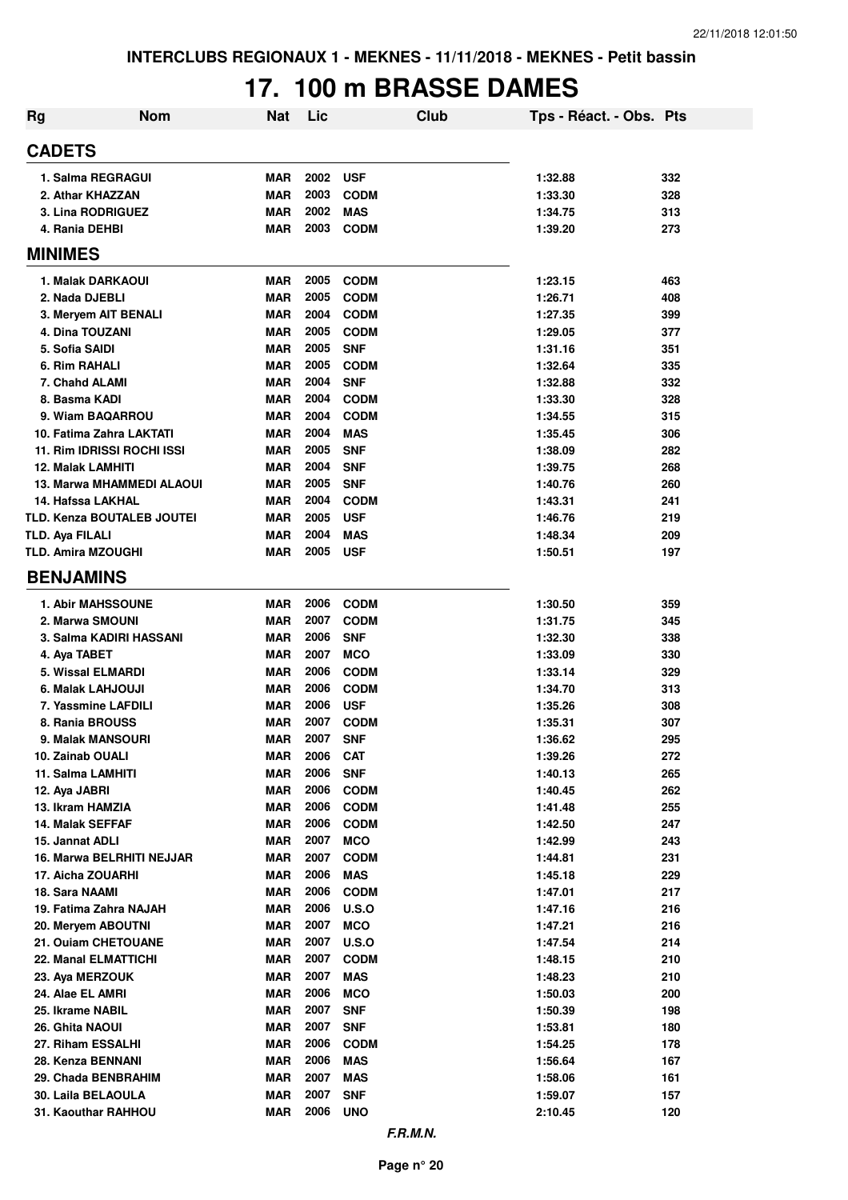# 17. 100 m BRASSE DAMES

| Rg | Nom | Nat | Lic | Club | Tps - Réact. - Obs. | Pts |
|---|---|---|---|---|---|---|
| **CADETS** | | | | | | |
| 1. Salma REGRAGUI | | MAR | 2002 | USF | 1:32.88 | 332 |
| 2. Athar KHAZZAN | | MAR | 2003 | CODM | 1:33.30 | 328 |
| 3. Lina RODRIGUEZ | | MAR | 2002 | MAS | 1:34.75 | 313 |
| 4. Rania DEHBI | | MAR | 2003 | CODM | 1:39.20 | 273 |
| **MINIMES** | | | | | | |
| 1. Malak DARKAOUI | | MAR | 2005 | CODM | 1:23.15 | 463 |
| 2. Nada DJEBLI | | MAR | 2005 | CODM | 1:26.71 | 408 |
| 3. Meryem AIT BENALI | | MAR | 2004 | CODM | 1:27.35 | 399 |
| 4. Dina TOUZANI | | MAR | 2005 | CODM | 1:29.05 | 377 |
| 5. Sofia SAIDI | | MAR | 2005 | SNF | 1:31.16 | 351 |
| 6. Rim RAHALI | | MAR | 2005 | CODM | 1:32.64 | 335 |
| 7. Chahd ALAMI | | MAR | 2004 | SNF | 1:32.88 | 332 |
| 8. Basma KADI | | MAR | 2004 | CODM | 1:33.30 | 328 |
| 9. Wiam BAQARROU | | MAR | 2004 | CODM | 1:34.55 | 315 |
| 10. Fatima Zahra LAKTATI | | MAR | 2004 | MAS | 1:35.45 | 306 |
| 11. Rim IDRISSI ROCHI ISSI | | MAR | 2005 | SNF | 1:38.09 | 282 |
| 12. Malak LAMHITI | | MAR | 2004 | SNF | 1:39.75 | 268 |
| 13. Marwa MHAMMEDI ALAOUI | | MAR | 2005 | SNF | 1:40.76 | 260 |
| 14. Hafssa LAKHAL | | MAR | 2004 | CODM | 1:43.31 | 241 |
| TLD. Kenza BOUTALEB JOUTEI | | MAR | 2005 | USF | 1:46.76 | 219 |
| TLD. Aya FILALI | | MAR | 2004 | MAS | 1:48.34 | 209 |
| TLD. Amira MZOUGHI | | MAR | 2005 | USF | 1:50.51 | 197 |
| **BENJAMINS** | | | | | | |
| 1. Abir MAHSSOUNE | | MAR | 2006 | CODM | 1:30.50 | 359 |
| 2. Marwa SMOUNI | | MAR | 2007 | CODM | 1:31.75 | 345 |
| 3. Salma KADIRI HASSANI | | MAR | 2006 | SNF | 1:32.30 | 338 |
| 4. Aya TABET | | MAR | 2007 | MCO | 1:33.09 | 330 |
| 5. Wissal ELMARDI | | MAR | 2006 | CODM | 1:33.14 | 329 |
| 6. Malak LAHJOUJI | | MAR | 2006 | CODM | 1:34.70 | 313 |
| 7. Yassmine LAFDILI | | MAR | 2006 | USF | 1:35.26 | 308 |
| 8. Rania BROUSS | | MAR | 2007 | CODM | 1:35.31 | 307 |
| 9. Malak MANSOURI | | MAR | 2007 | SNF | 1:36.62 | 295 |
| 10. Zainab OUALI | | MAR | 2006 | CAT | 1:39.26 | 272 |
| 11. Salma LAMHITI | | MAR | 2006 | SNF | 1:40.13 | 265 |
| 12. Aya JABRI | | MAR | 2006 | CODM | 1:40.45 | 262 |
| 13. Ikram HAMZIA | | MAR | 2006 | CODM | 1:41.48 | 255 |
| 14. Malak SEFFAF | | MAR | 2006 | CODM | 1:42.50 | 247 |
| 15. Jannat ADLI | | MAR | 2007 | MCO | 1:42.99 | 243 |
| 16. Marwa BELRHITI NEJJAR | | MAR | 2007 | CODM | 1:44.81 | 231 |
| 17. Aicha ZOUARHI | | MAR | 2006 | MAS | 1:45.18 | 229 |
| 18. Sara NAAMI | | MAR | 2006 | CODM | 1:47.01 | 217 |
| 19. Fatima Zahra NAJAH | | MAR | 2006 | U.S.O | 1:47.16 | 216 |
| 20. Meryem ABOUTNI | | MAR | 2007 | MCO | 1:47.21 | 216 |
| 21. Ouiam CHETOUANE | | MAR | 2007 | U.S.O | 1:47.54 | 214 |
| 22. Manal ELMATTICHI | | MAR | 2007 | CODM | 1:48.15 | 210 |
| 23. Aya MERZOUK | | MAR | 2007 | MAS | 1:48.23 | 210 |
| 24. Alae EL AMRI | | MAR | 2006 | MCO | 1:50.03 | 200 |
| 25. Ikrame NABIL | | MAR | 2007 | SNF | 1:50.39 | 198 |
| 26. Ghita NAOUI | | MAR | 2007 | SNF | 1:53.81 | 180 |
| 27. Riham ESSALHI | | MAR | 2006 | CODM | 1:54.25 | 178 |
| 28. Kenza BENNANI | | MAR | 2006 | MAS | 1:56.64 | 167 |
| 29. Chada BENBRAHIM | | MAR | 2007 | MAS | 1:58.06 | 161 |
| 30. Laila BELAOULA | | MAR | 2007 | SNF | 1:59.07 | 157 |
| 31. Kaouthar RAHHOU | | MAR | 2006 | UNO | 2:10.45 | 120 |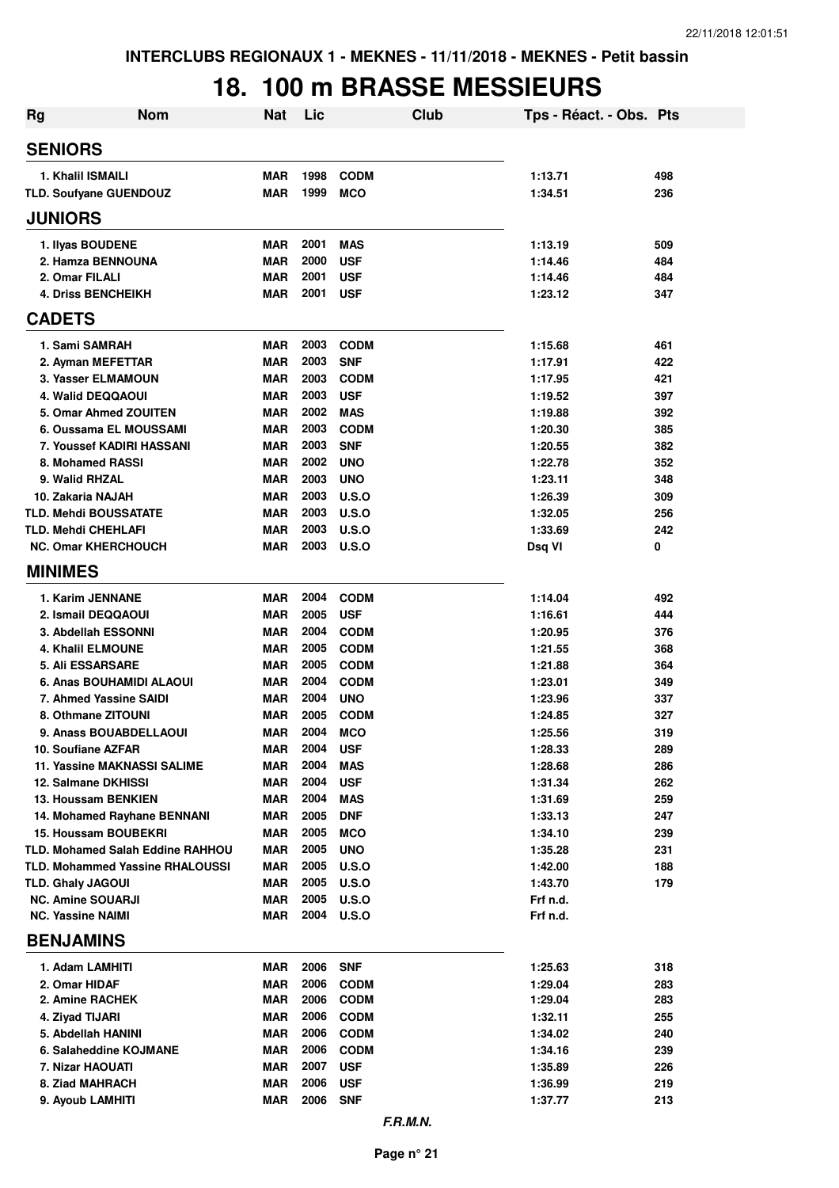INTERCLUBS REGIONAUX 1 - MEKNES - 11/11/2018 - MEKNES - Petit bassin

# 18. 100 m BRASSE MESSIEURS

| Rg | Nom | Nat | Lic | Club | Tps - Réact. - Obs. | Pts |
|---|---|---|---|---|---|---|
| **SENIORS** | | | | | | |
| 1. Khalil ISMAILI | | MAR | 1998 | CODM | 1:13.71 | 498 |
| TLD. Soufyane GUENDOUZ | | MAR | 1999 | MCO | 1:34.51 | 236 |
| **JUNIORS** | | | | | | |
| 1. Ilyas BOUDENE | | MAR | 2001 | MAS | 1:13.19 | 509 |
| 2. Hamza BENNOUNA | | MAR | 2000 | USF | 1:14.46 | 484 |
| 2. Omar FILALI | | MAR | 2001 | USF | 1:14.46 | 484 |
| 4. Driss BENCHEIKH | | MAR | 2001 | USF | 1:23.12 | 347 |
| **CADETS** | | | | | | |
| 1. Sami SAMRAH | | MAR | 2003 | CODM | 1:15.68 | 461 |
| 2. Ayman MEFETTAR | | MAR | 2003 | SNF | 1:17.91 | 422 |
| 3. Yasser ELMAMOUN | | MAR | 2003 | CODM | 1:17.95 | 421 |
| 4. Walid DEQQAOUI | | MAR | 2003 | USF | 1:19.52 | 397 |
| 5. Omar Ahmed ZOUITEN | | MAR | 2002 | MAS | 1:19.88 | 392 |
| 6. Oussama EL MOUSSAMI | | MAR | 2003 | CODM | 1:20.30 | 385 |
| 7. Youssef KADIRI HASSANI | | MAR | 2003 | SNF | 1:20.55 | 382 |
| 8. Mohamed RASSI | | MAR | 2002 | UNO | 1:22.78 | 352 |
| 9. Walid RHZAL | | MAR | 2003 | UNO | 1:23.11 | 348 |
| 10. Zakaria NAJAH | | MAR | 2003 | U.S.O | 1:26.39 | 309 |
| TLD. Mehdi BOUSSATATE | | MAR | 2003 | U.S.O | 1:32.05 | 256 |
| TLD. Mehdi CHEHLAFI | | MAR | 2003 | U.S.O | 1:33.69 | 242 |
| NC. Omar KHERCHOUCH | | MAR | 2003 | U.S.O | Dsq VI | 0 |
| **MINIMES** | | | | | | |
| 1. Karim JENNANE | | MAR | 2004 | CODM | 1:14.04 | 492 |
| 2. Ismail DEQQAOUI | | MAR | 2005 | USF | 1:16.61 | 444 |
| 3. Abdellah ESSONNI | | MAR | 2004 | CODM | 1:20.95 | 376 |
| 4. Khalil ELMOUNE | | MAR | 2005 | CODM | 1:21.55 | 368 |
| 5. Ali ESSARSARE | | MAR | 2005 | CODM | 1:21.88 | 364 |
| 6. Anas BOUHAMIDI ALAOUI | | MAR | 2004 | CODM | 1:23.01 | 349 |
| 7. Ahmed Yassine SAIDI | | MAR | 2004 | UNO | 1:23.96 | 337 |
| 8. Othmane ZITOUNI | | MAR | 2005 | CODM | 1:24.85 | 327 |
| 9. Anass BOUABDELLAOUI | | MAR | 2004 | MCO | 1:25.56 | 319 |
| 10. Soufiane AZFAR | | MAR | 2004 | USF | 1:28.33 | 289 |
| 11. Yassine MAKNASSI SALIME | | MAR | 2004 | MAS | 1:28.68 | 286 |
| 12. Salmane DKHISSI | | MAR | 2004 | USF | 1:31.34 | 262 |
| 13. Houssam BENKIEN | | MAR | 2004 | MAS | 1:31.69 | 259 |
| 14. Mohamed Rayhane BENNANI | | MAR | 2005 | DNF | 1:33.13 | 247 |
| 15. Houssam BOUBEKRI | | MAR | 2005 | MCO | 1:34.10 | 239 |
| TLD. Mohamed Salah Eddine RAHHOU | | MAR | 2005 | UNO | 1:35.28 | 231 |
| TLD. Mohammed Yassine RHALOUSSI | | MAR | 2005 | U.S.O | 1:42.00 | 188 |
| TLD. Ghaly JAGOUI | | MAR | 2005 | U.S.O | 1:43.70 | 179 |
| NC. Amine SOUARJI | | MAR | 2005 | U.S.O | Frf n.d. | |
| NC. Yassine NAIMI | | MAR | 2004 | U.S.O | Frf n.d. | |
| **BENJAMINS** | | | | | | |
| 1. Adam LAMHITI | | MAR | 2006 | SNF | 1:25.63 | 318 |
| 2. Omar HIDAF | | MAR | 2006 | CODM | 1:29.04 | 283 |
| 2. Amine RACHEK | | MAR | 2006 | CODM | 1:29.04 | 283 |
| 4. Ziyad TIJARI | | MAR | 2006 | CODM | 1:32.11 | 255 |
| 5. Abdellah HANINI | | MAR | 2006 | CODM | 1:34.02 | 240 |
| 6. Salaheddine KOJMANE | | MAR | 2006 | CODM | 1:34.16 | 239 |
| 7. Nizar HAOUATI | | MAR | 2007 | USF | 1:35.89 | 226 |
| 8. Ziad MAHRACH | | MAR | 2006 | USF | 1:36.99 | 219 |
| 9. Ayoub LAMHITI | | MAR | 2006 | SNF | 1:37.77 | 213 |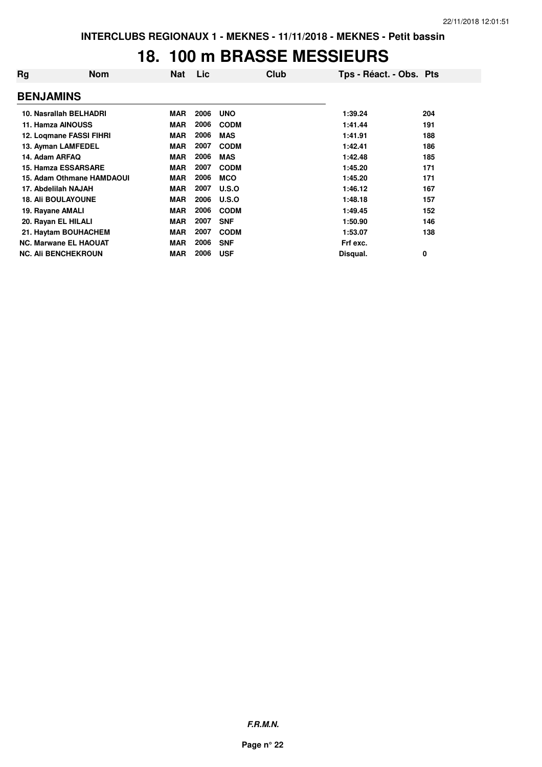# 18. 100 m BRASSE MESSIEURS

| Rg | Nom | Nat | Lic | Club | Tps - Réact. - Obs. | Pts |
|---|---|---|---|---|---|---|
| **BENJAMINS** | | | | | | |
| 10. | Nasrallah BELHADRI | MAR | 2006 | UNO | 1:39.24 | 204 |
| 11. | Hamza AINOUSS | MAR | 2006 | CODM | 1:41.44 | 191 |
| 12. | Loqmane FASSI FIHRI | MAR | 2006 | MAS | 1:41.91 | 188 |
| 13. | Ayman LAMFEDEL | MAR | 2007 | CODM | 1:42.41 | 186 |
| 14. | Adam ARFAQ | MAR | 2006 | MAS | 1:42.48 | 185 |
| 15. | Hamza ESSARSARE | MAR | 2007 | CODM | 1:45.20 | 171 |
| 15. | Adam Othmane HAMDAOUI | MAR | 2006 | MCO | 1:45.20 | 171 |
| 17. | Abdelilah NAJAH | MAR | 2007 | U.S.O | 1:46.12 | 167 |
| 18. | Ali BOULAYOUNE | MAR | 2006 | U.S.O | 1:48.18 | 157 |
| 19. | Rayane AMALI | MAR | 2006 | CODM | 1:49.45 | 152 |
| 20. | Rayan EL HILALI | MAR | 2007 | SNF | 1:50.90 | 146 |
| 21. | Haytam BOUHACHEM | MAR | 2007 | CODM | 1:53.07 | 138 |
| NC. | Marwane EL HAOUAT | MAR | 2006 | SNF | Frf exc. | |
| NC. | Ali BENCHEKROUN | MAR | 2006 | USF | Disqual. | 0 |